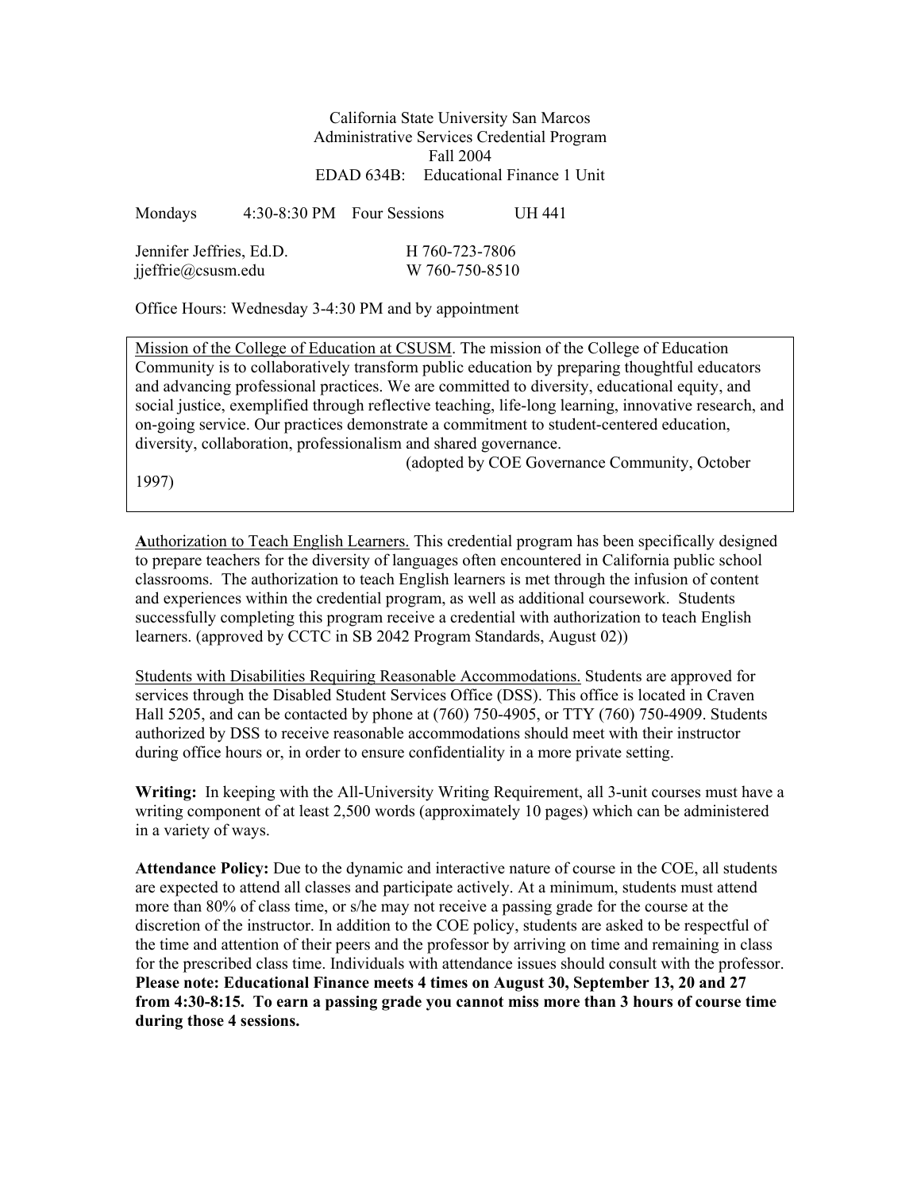California State University San Marcos
Administrative Services Credential Program
Fall 2004
EDAD 634B: Educational Finance 1 Unit

Mondays 4:30-8:30 PM Four Sessions UH 441

Jennifer Jeffries, Ed.D. H 760-723-7806
jjeffrie@csusm.edu W 760-750-8510

Office Hours: Wednesday 3-4:30 PM and by appointment

Mission of the College of Education at CSUSM. The mission of the College of Education Community is to collaboratively transform public education by preparing thoughtful educators and advancing professional practices. We are committed to diversity, educational equity, and social justice, exemplified through reflective teaching, life-long learning, innovative research, and on-going service. Our practices demonstrate a commitment to student-centered education, diversity, collaboration, professionalism and shared governance.
(adopted by COE Governance Community, October 1997)

**A**uthorization to Teach English Learners. This credential program has been specifically designed to prepare teachers for the diversity of languages often encountered in California public school classrooms. The authorization to teach English learners is met through the infusion of content and experiences within the credential program, as well as additional coursework. Students successfully completing this program receive a credential with authorization to teach English learners. (approved by CCTC in SB 2042 Program Standards, August 02))

Students with Disabilities Requiring Reasonable Accommodations. Students are approved for services through the Disabled Student Services Office (DSS). This office is located in Craven Hall 5205, and can be contacted by phone at (760) 750-4905, or TTY (760) 750-4909. Students authorized by DSS to receive reasonable accommodations should meet with their instructor during office hours or, in order to ensure confidentiality in a more private setting.

**Writing:** In keeping with the All-University Writing Requirement, all 3-unit courses must have a writing component of at least 2,500 words (approximately 10 pages) which can be administered in a variety of ways.

**Attendance Policy:** Due to the dynamic and interactive nature of course in the COE, all students are expected to attend all classes and participate actively. At a minimum, students must attend more than 80% of class time, or s/he may not receive a passing grade for the course at the discretion of the instructor. In addition to the COE policy, students are asked to be respectful of the time and attention of their peers and the professor by arriving on time and remaining in class for the prescribed class time. Individuals with attendance issues should consult with the professor. **Please note: Educational Finance meets 4 times on August 30, September 13, 20 and 27 from 4:30-8:15. To earn a passing grade you cannot miss more than 3 hours of course time during those 4 sessions.**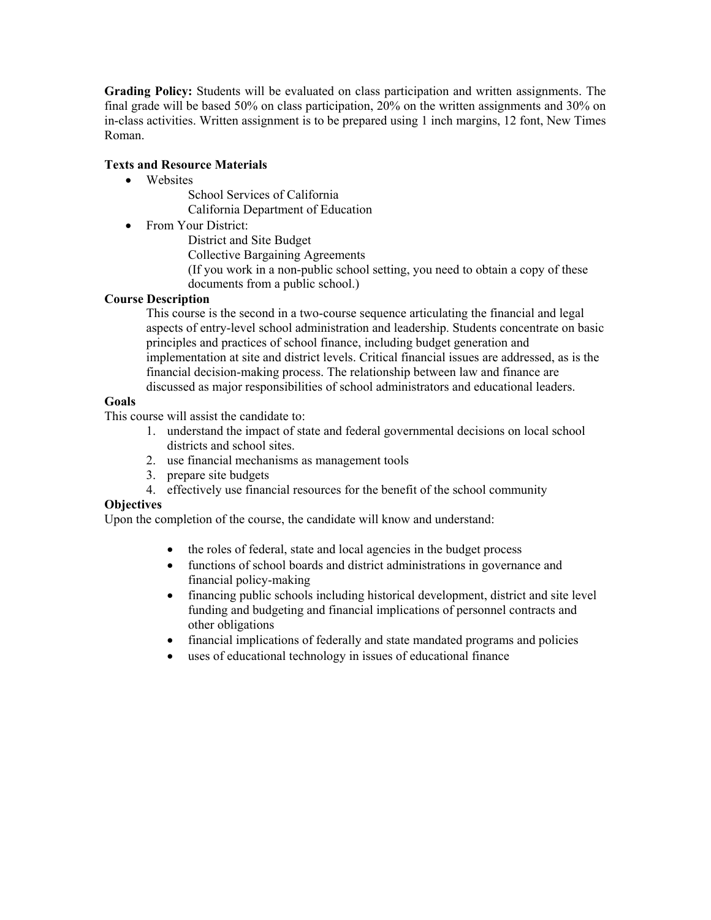**Grading Policy:** Students will be evaluated on class participation and written assignments. The final grade will be based 50% on class participation, 20% on the written assignments and 30% on in-class activities. Written assignment is to be prepared using 1 inch margins, 12 font, New Times Roman.

**Texts and Resource Materials**

- Websites
    - School Services of California
    - California Department of Education
- From Your District:
    - District and Site Budget
    - Collective Bargaining Agreements
    - (If you work in a non-public school setting, you need to obtain a copy of these documents from a public school.)

**Course Description**

This course is the second in a two-course sequence articulating the financial and legal aspects of entry-level school administration and leadership. Students concentrate on basic principles and practices of school finance, including budget generation and implementation at site and district levels. Critical financial issues are addressed, as is the financial decision-making process. The relationship between law and finance are discussed as major responsibilities of school administrators and educational leaders.

**Goals**

This course will assist the candidate to:

1. understand the impact of state and federal governmental decisions on local school districts and school sites.
2. use financial mechanisms as management tools
3. prepare site budgets
4. effectively use financial resources for the benefit of the school community

**Objectives**

Upon the completion of the course, the candidate will know and understand:

- the roles of federal, state and local agencies in the budget process
- functions of school boards and district administrations in governance and financial policy-making
- financing public schools including historical development, district and site level funding and budgeting and financial implications of personnel contracts and other obligations
- financial implications of federally and state mandated programs and policies
- uses of educational technology in issues of educational finance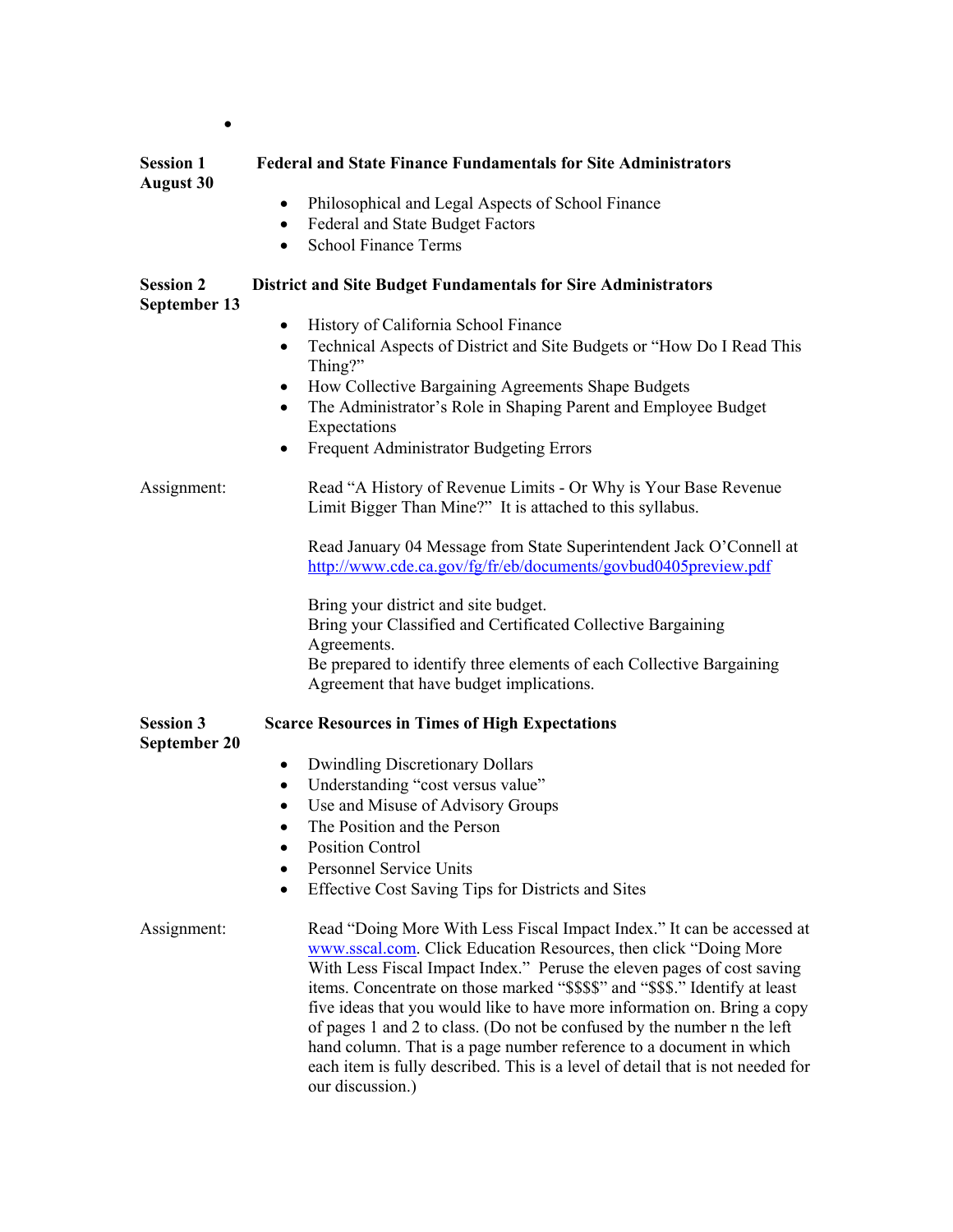•

**Session 1**
**August 30**

**Federal and State Finance Fundamentals for Site Administrators**

- Philosophical and Legal Aspects of School Finance
- Federal and State Budget Factors
- School Finance Terms

**Session 2**
**September 13**

**District and Site Budget Fundamentals for Sire Administrators**

- History of California School Finance
- Technical Aspects of District and Site Budgets or "How Do I Read This Thing?"
- How Collective Bargaining Agreements Shape Budgets
- The Administrator's Role in Shaping Parent and Employee Budget Expectations
- Frequent Administrator Budgeting Errors

Assignment:

Read "A History of Revenue Limits - Or Why is Your Base Revenue Limit Bigger Than Mine?" It is attached to this syllabus.

Read January 04 Message from State Superintendent Jack O'Connell at http://www.cde.ca.gov/fg/fr/eb/documents/govbud0405preview.pdf

Bring your district and site budget.
Bring your Classified and Certificated Collective Bargaining Agreements.
Be prepared to identify three elements of each Collective Bargaining Agreement that have budget implications.

**Session 3**
**September 20**

**Scarce Resources in Times of High Expectations**

- Dwindling Discretionary Dollars
- Understanding "cost versus value"
- Use and Misuse of Advisory Groups
- The Position and the Person
- Position Control
- Personnel Service Units
- Effective Cost Saving Tips for Districts and Sites

Assignment:

Read "Doing More With Less Fiscal Impact Index." It can be accessed at www.sscal.com. Click Education Resources, then click "Doing More With Less Fiscal Impact Index." Peruse the eleven pages of cost saving items. Concentrate on those marked "$$$$" and "$$$." Identify at least five ideas that you would like to have more information on. Bring a copy of pages 1 and 2 to class. (Do not be confused by the number n the left hand column. That is a page number reference to a document in which each item is fully described. This is a level of detail that is not needed for our discussion.)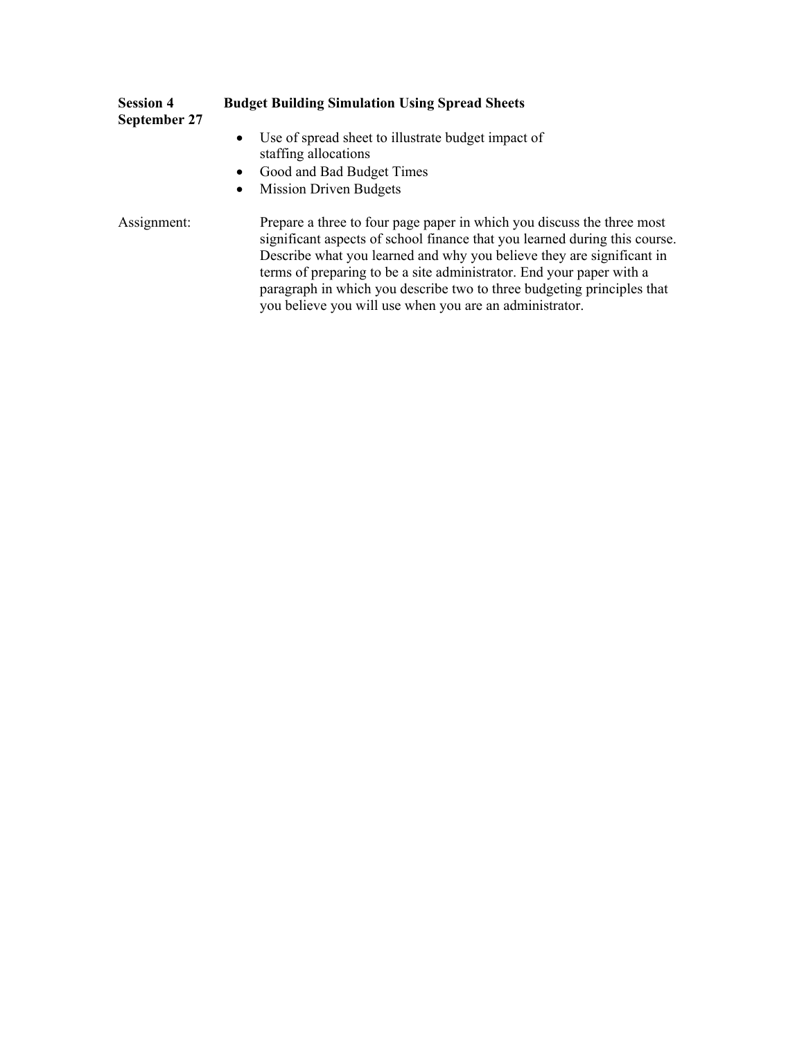**Session 4** **Budget Building Simulation Using Spread Sheets**
**September 27**

- Use of spread sheet to illustrate budget impact of staffing allocations
- Good and Bad Budget Times
- Mission Driven Budgets

Assignment: Prepare a three to four page paper in which you discuss the three most significant aspects of school finance that you learned during this course. Describe what you learned and why you believe they are significant in terms of preparing to be a site administrator. End your paper with a paragraph in which you describe two to three budgeting principles that you believe you will use when you are an administrator.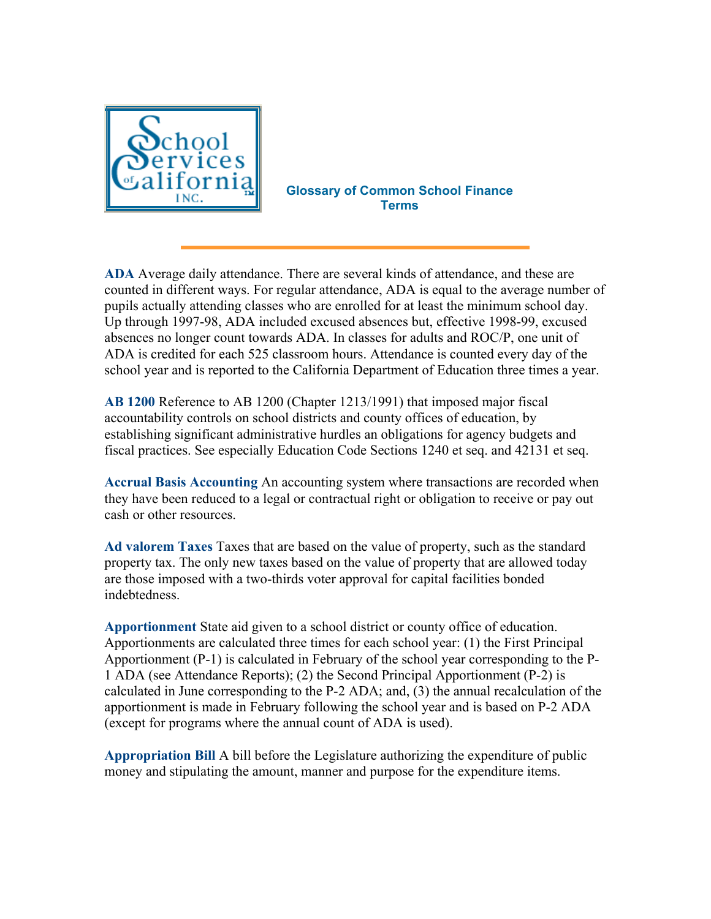# Glossary of Common School Finance Terms

**ADA** Average daily attendance. There are several kinds of attendance, and these are counted in different ways. For regular attendance, ADA is equal to the average number of pupils actually attending classes who are enrolled for at least the minimum school day. Up through 1997-98, ADA included excused absences but, effective 1998-99, excused absences no longer count towards ADA. In classes for adults and ROC/P, one unit of ADA is credited for each 525 classroom hours. Attendance is counted every day of the school year and is reported to the California Department of Education three times a year.

**AB 1200** Reference to AB 1200 (Chapter 1213/1991) that imposed major fiscal accountability controls on school districts and county offices of education, by establishing significant administrative hurdles an obligations for agency budgets and fiscal practices. See especially Education Code Sections 1240 et seq. and 42131 et seq.

**Accrual Basis Accounting** An accounting system where transactions are recorded when they have been reduced to a legal or contractual right or obligation to receive or pay out cash or other resources.

**Ad valorem Taxes** Taxes that are based on the value of property, such as the standard property tax. The only new taxes based on the value of property that are allowed today are those imposed with a two-thirds voter approval for capital facilities bonded indebtedness.

**Apportionment** State aid given to a school district or county office of education. Apportionments are calculated three times for each school year: (1) the First Principal Apportionment (P-1) is calculated in February of the school year corresponding to the P-1 ADA (see Attendance Reports); (2) the Second Principal Apportionment (P-2) is calculated in June corresponding to the P-2 ADA; and, (3) the annual recalculation of the apportionment is made in February following the school year and is based on P-2 ADA (except for programs where the annual count of ADA is used).

**Appropriation Bill** A bill before the Legislature authorizing the expenditure of public money and stipulating the amount, manner and purpose for the expenditure items.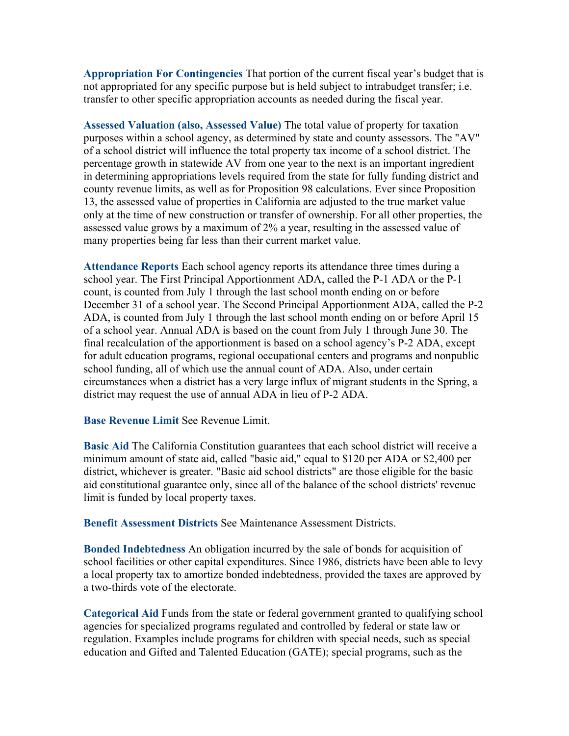**Appropriation For Contingencies** That portion of the current fiscal year's budget that is not appropriated for any specific purpose but is held subject to intrabudget transfer; i.e. transfer to other specific appropriation accounts as needed during the fiscal year.

**Assessed Valuation (also, Assessed Value)** The total value of property for taxation purposes within a school agency, as determined by state and county assessors. The "AV" of a school district will influence the total property tax income of a school district. The percentage growth in statewide AV from one year to the next is an important ingredient in determining appropriations levels required from the state for fully funding district and county revenue limits, as well as for Proposition 98 calculations. Ever since Proposition 13, the assessed value of properties in California are adjusted to the true market value only at the time of new construction or transfer of ownership. For all other properties, the assessed value grows by a maximum of 2% a year, resulting in the assessed value of many properties being far less than their current market value.

**Attendance Reports** Each school agency reports its attendance three times during a school year. The First Principal Apportionment ADA, called the P-1 ADA or the P-1 count, is counted from July 1 through the last school month ending on or before December 31 of a school year. The Second Principal Apportionment ADA, called the P-2 ADA, is counted from July 1 through the last school month ending on or before April 15 of a school year. Annual ADA is based on the count from July 1 through June 30. The final recalculation of the apportionment is based on a school agency's P-2 ADA, except for adult education programs, regional occupational centers and programs and nonpublic school funding, all of which use the annual count of ADA. Also, under certain circumstances when a district has a very large influx of migrant students in the Spring, a district may request the use of annual ADA in lieu of P-2 ADA.

**Base Revenue Limit** See Revenue Limit.

**Basic Aid** The California Constitution guarantees that each school district will receive a minimum amount of state aid, called "basic aid," equal to $120 per ADA or $2,400 per district, whichever is greater. "Basic aid school districts" are those eligible for the basic aid constitutional guarantee only, since all of the balance of the school districts' revenue limit is funded by local property taxes.

**Benefit Assessment Districts** See Maintenance Assessment Districts.

**Bonded Indebtedness** An obligation incurred by the sale of bonds for acquisition of school facilities or other capital expenditures. Since 1986, districts have been able to levy a local property tax to amortize bonded indebtedness, provided the taxes are approved by a two-thirds vote of the electorate.

**Categorical Aid** Funds from the state or federal government granted to qualifying school agencies for specialized programs regulated and controlled by federal or state law or regulation. Examples include programs for children with special needs, such as special education and Gifted and Talented Education (GATE); special programs, such as the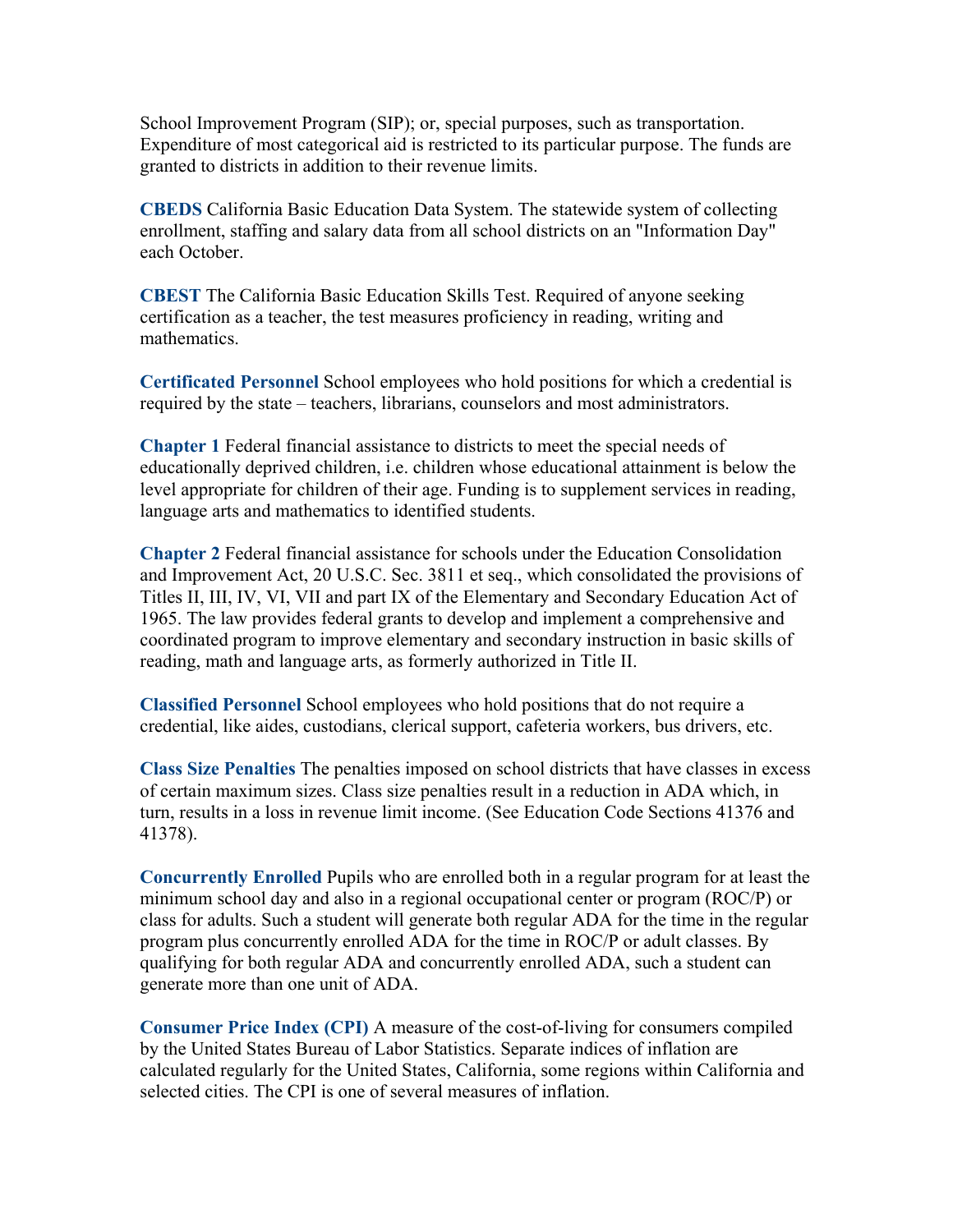School Improvement Program (SIP); or, special purposes, such as transportation. Expenditure of most categorical aid is restricted to its particular purpose. The funds are granted to districts in addition to their revenue limits.

**CBEDS** California Basic Education Data System. The statewide system of collecting enrollment, staffing and salary data from all school districts on an "Information Day" each October.

**CBEST** The California Basic Education Skills Test. Required of anyone seeking certification as a teacher, the test measures proficiency in reading, writing and mathematics.

**Certificated Personnel** School employees who hold positions for which a credential is required by the state – teachers, librarians, counselors and most administrators.

**Chapter 1** Federal financial assistance to districts to meet the special needs of educationally deprived children, i.e. children whose educational attainment is below the level appropriate for children of their age. Funding is to supplement services in reading, language arts and mathematics to identified students.

**Chapter 2** Federal financial assistance for schools under the Education Consolidation and Improvement Act, 20 U.S.C. Sec. 3811 et seq., which consolidated the provisions of Titles II, III, IV, VI, VII and part IX of the Elementary and Secondary Education Act of 1965. The law provides federal grants to develop and implement a comprehensive and coordinated program to improve elementary and secondary instruction in basic skills of reading, math and language arts, as formerly authorized in Title II.

**Classified Personnel** School employees who hold positions that do not require a credential, like aides, custodians, clerical support, cafeteria workers, bus drivers, etc.

**Class Size Penalties** The penalties imposed on school districts that have classes in excess of certain maximum sizes. Class size penalties result in a reduction in ADA which, in turn, results in a loss in revenue limit income. (See Education Code Sections 41376 and 41378).

**Concurrently Enrolled** Pupils who are enrolled both in a regular program for at least the minimum school day and also in a regional occupational center or program (ROC/P) or class for adults. Such a student will generate both regular ADA for the time in the regular program plus concurrently enrolled ADA for the time in ROC/P or adult classes. By qualifying for both regular ADA and concurrently enrolled ADA, such a student can generate more than one unit of ADA.

**Consumer Price Index (CPI)** A measure of the cost-of-living for consumers compiled by the United States Bureau of Labor Statistics. Separate indices of inflation are calculated regularly for the United States, California, some regions within California and selected cities. The CPI is one of several measures of inflation.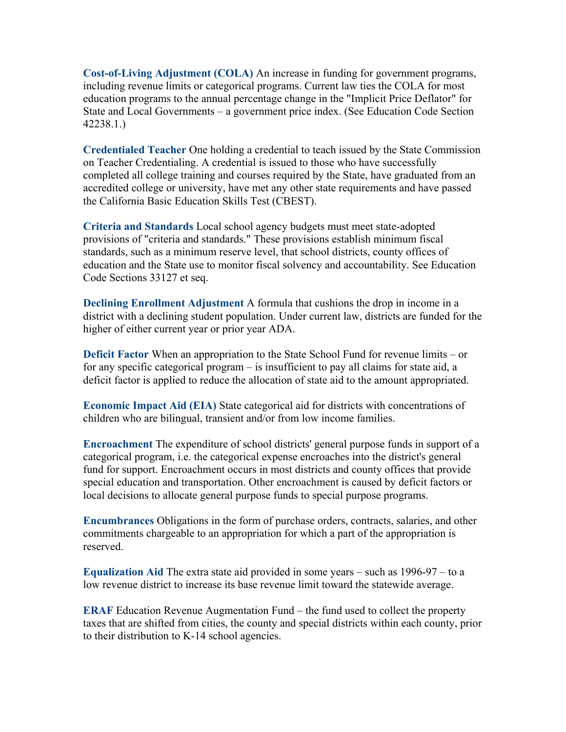**Cost-of-Living Adjustment (COLA)** An increase in funding for government programs, including revenue limits or categorical programs. Current law ties the COLA for most education programs to the annual percentage change in the "Implicit Price Deflator" for State and Local Governments – a government price index. (See Education Code Section 42238.1.)

**Credentialed Teacher** One holding a credential to teach issued by the State Commission on Teacher Credentialing. A credential is issued to those who have successfully completed all college training and courses required by the State, have graduated from an accredited college or university, have met any other state requirements and have passed the California Basic Education Skills Test (CBEST).

**Criteria and Standards** Local school agency budgets must meet state-adopted provisions of "criteria and standards." These provisions establish minimum fiscal standards, such as a minimum reserve level, that school districts, county offices of education and the State use to monitor fiscal solvency and accountability. See Education Code Sections 33127 et seq.

**Declining Enrollment Adjustment** A formula that cushions the drop in income in a district with a declining student population. Under current law, districts are funded for the higher of either current year or prior year ADA.

**Deficit Factor** When an appropriation to the State School Fund for revenue limits – or for any specific categorical program – is insufficient to pay all claims for state aid, a deficit factor is applied to reduce the allocation of state aid to the amount appropriated.

**Economic Impact Aid (EIA)** State categorical aid for districts with concentrations of children who are bilingual, transient and/or from low income families.

**Encroachment** The expenditure of school districts' general purpose funds in support of a categorical program, i.e. the categorical expense encroaches into the district's general fund for support. Encroachment occurs in most districts and county offices that provide special education and transportation. Other encroachment is caused by deficit factors or local decisions to allocate general purpose funds to special purpose programs.

**Encumbrances** Obligations in the form of purchase orders, contracts, salaries, and other commitments chargeable to an appropriation for which a part of the appropriation is reserved.

**Equalization Aid** The extra state aid provided in some years – such as 1996-97 – to a low revenue district to increase its base revenue limit toward the statewide average.

**ERAF** Education Revenue Augmentation Fund – the fund used to collect the property taxes that are shifted from cities, the county and special districts within each county, prior to their distribution to K-14 school agencies.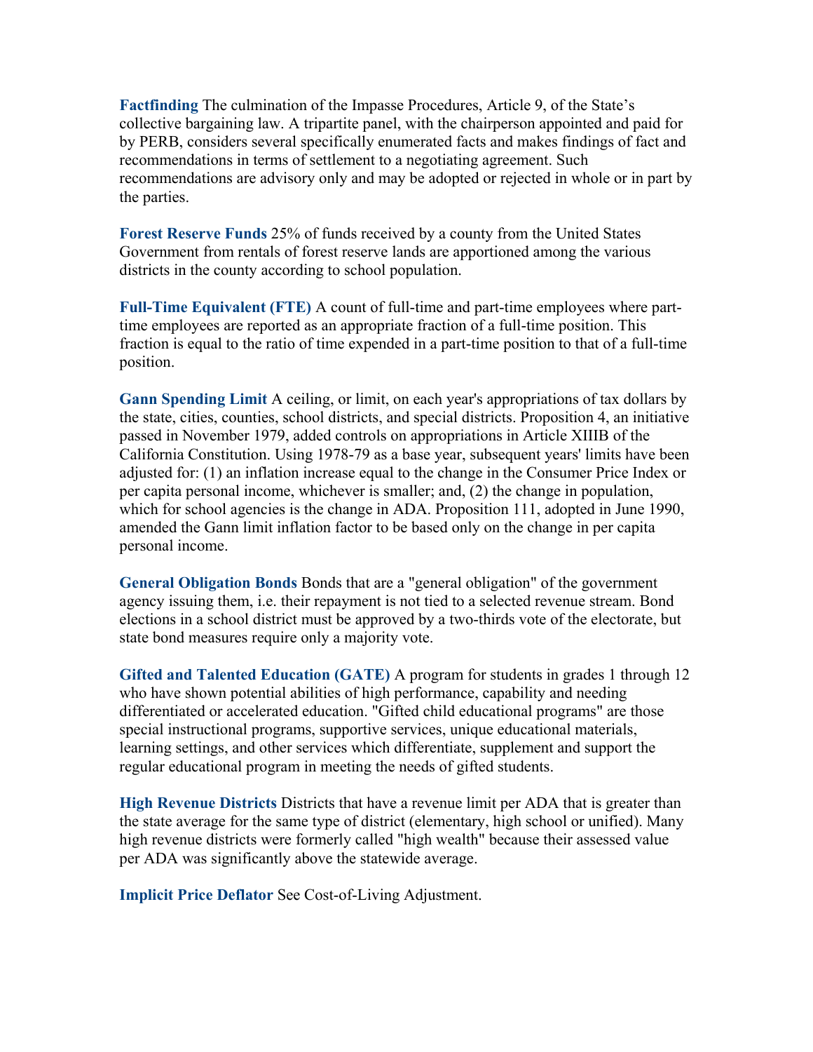**Factfinding** The culmination of the Impasse Procedures, Article 9, of the State's collective bargaining law. A tripartite panel, with the chairperson appointed and paid for by PERB, considers several specifically enumerated facts and makes findings of fact and recommendations in terms of settlement to a negotiating agreement. Such recommendations are advisory only and may be adopted or rejected in whole or in part by the parties.

**Forest Reserve Funds** 25% of funds received by a county from the United States Government from rentals of forest reserve lands are apportioned among the various districts in the county according to school population.

**Full-Time Equivalent (FTE)** A count of full-time and part-time employees where part-time employees are reported as an appropriate fraction of a full-time position. This fraction is equal to the ratio of time expended in a part-time position to that of a full-time position.

**Gann Spending Limit** A ceiling, or limit, on each year's appropriations of tax dollars by the state, cities, counties, school districts, and special districts. Proposition 4, an initiative passed in November 1979, added controls on appropriations in Article XIIIB of the California Constitution. Using 1978-79 as a base year, subsequent years' limits have been adjusted for: (1) an inflation increase equal to the change in the Consumer Price Index or per capita personal income, whichever is smaller; and, (2) the change in population, which for school agencies is the change in ADA. Proposition 111, adopted in June 1990, amended the Gann limit inflation factor to be based only on the change in per capita personal income.

**General Obligation Bonds** Bonds that are a "general obligation" of the government agency issuing them, i.e. their repayment is not tied to a selected revenue stream. Bond elections in a school district must be approved by a two-thirds vote of the electorate, but state bond measures require only a majority vote.

**Gifted and Talented Education (GATE)** A program for students in grades 1 through 12 who have shown potential abilities of high performance, capability and needing differentiated or accelerated education. "Gifted child educational programs" are those special instructional programs, supportive services, unique educational materials, learning settings, and other services which differentiate, supplement and support the regular educational program in meeting the needs of gifted students.

**High Revenue Districts** Districts that have a revenue limit per ADA that is greater than the state average for the same type of district (elementary, high school or unified). Many high revenue districts were formerly called "high wealth" because their assessed value per ADA was significantly above the statewide average.

**Implicit Price Deflator** See Cost-of-Living Adjustment.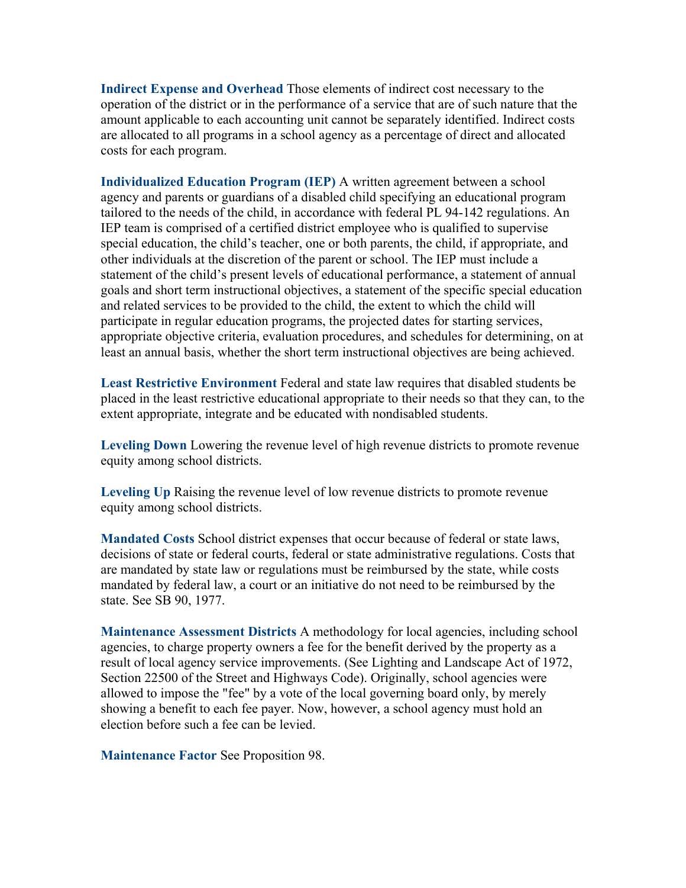**Indirect Expense and Overhead** Those elements of indirect cost necessary to the operation of the district or in the performance of a service that are of such nature that the amount applicable to each accounting unit cannot be separately identified. Indirect costs are allocated to all programs in a school agency as a percentage of direct and allocated costs for each program.

**Individualized Education Program (IEP)** A written agreement between a school agency and parents or guardians of a disabled child specifying an educational program tailored to the needs of the child, in accordance with federal PL 94-142 regulations. An IEP team is comprised of a certified district employee who is qualified to supervise special education, the child's teacher, one or both parents, the child, if appropriate, and other individuals at the discretion of the parent or school. The IEP must include a statement of the child's present levels of educational performance, a statement of annual goals and short term instructional objectives, a statement of the specific special education and related services to be provided to the child, the extent to which the child will participate in regular education programs, the projected dates for starting services, appropriate objective criteria, evaluation procedures, and schedules for determining, on at least an annual basis, whether the short term instructional objectives are being achieved.

**Least Restrictive Environment** Federal and state law requires that disabled students be placed in the least restrictive educational appropriate to their needs so that they can, to the extent appropriate, integrate and be educated with nondisabled students.

**Leveling Down** Lowering the revenue level of high revenue districts to promote revenue equity among school districts.

**Leveling Up** Raising the revenue level of low revenue districts to promote revenue equity among school districts.

**Mandated Costs** School district expenses that occur because of federal or state laws, decisions of state or federal courts, federal or state administrative regulations. Costs that are mandated by state law or regulations must be reimbursed by the state, while costs mandated by federal law, a court or an initiative do not need to be reimbursed by the state. See SB 90, 1977.

**Maintenance Assessment Districts** A methodology for local agencies, including school agencies, to charge property owners a fee for the benefit derived by the property as a result of local agency service improvements. (See Lighting and Landscape Act of 1972, Section 22500 of the Street and Highways Code). Originally, school agencies were allowed to impose the "fee" by a vote of the local governing board only, by merely showing a benefit to each fee payer. Now, however, a school agency must hold an election before such a fee can be levied.

**Maintenance Factor** See Proposition 98.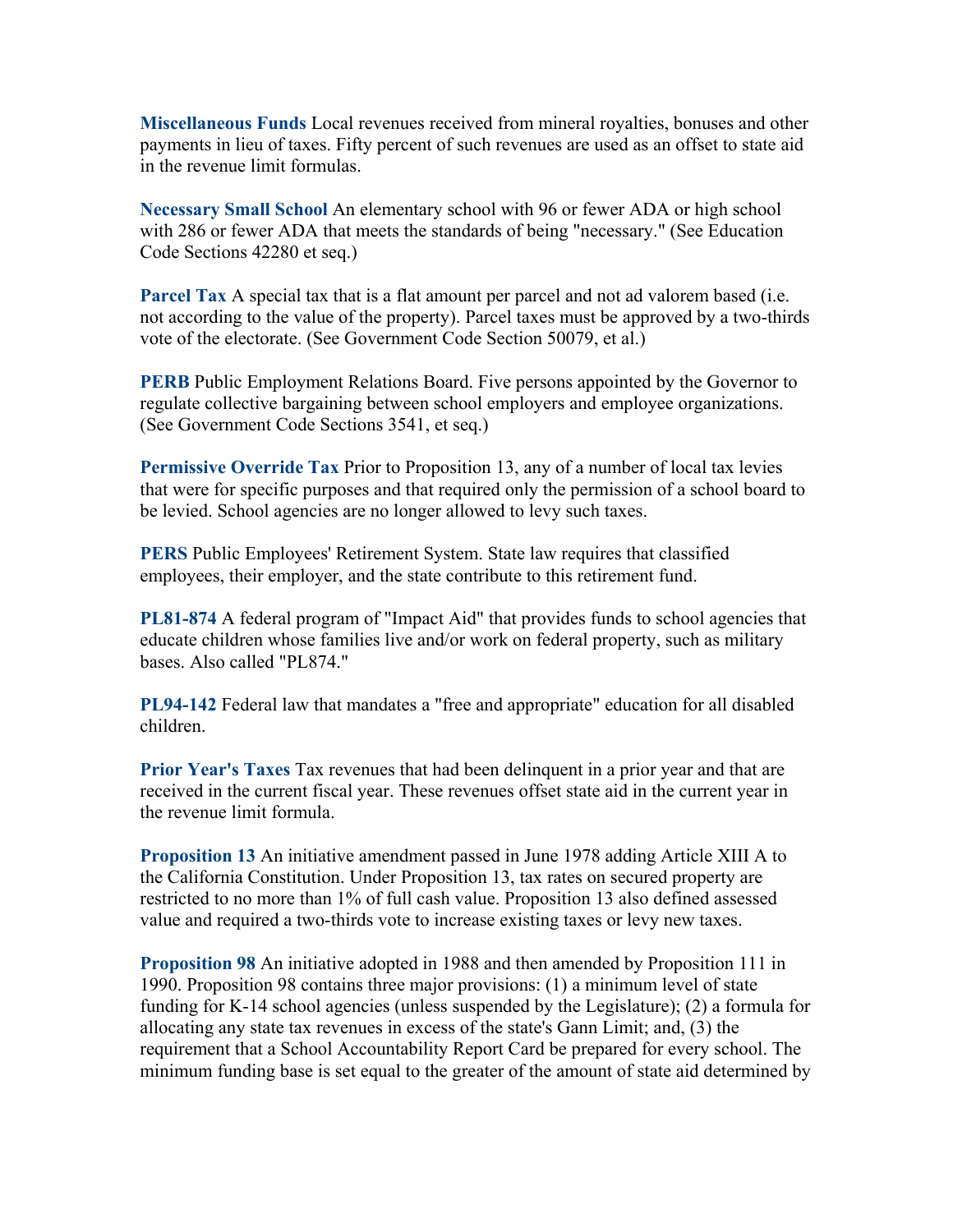**Miscellaneous Funds** Local revenues received from mineral royalties, bonuses and other payments in lieu of taxes. Fifty percent of such revenues are used as an offset to state aid in the revenue limit formulas.

**Necessary Small School** An elementary school with 96 or fewer ADA or high school with 286 or fewer ADA that meets the standards of being "necessary." (See Education Code Sections 42280 et seq.)

**Parcel Tax** A special tax that is a flat amount per parcel and not ad valorem based (i.e. not according to the value of the property). Parcel taxes must be approved by a two-thirds vote of the electorate. (See Government Code Section 50079, et al.)

**PERB** Public Employment Relations Board. Five persons appointed by the Governor to regulate collective bargaining between school employers and employee organizations. (See Government Code Sections 3541, et seq.)

**Permissive Override Tax** Prior to Proposition 13, any of a number of local tax levies that were for specific purposes and that required only the permission of a school board to be levied. School agencies are no longer allowed to levy such taxes.

**PERS** Public Employees' Retirement System. State law requires that classified employees, their employer, and the state contribute to this retirement fund.

**PL81-874** A federal program of "Impact Aid" that provides funds to school agencies that educate children whose families live and/or work on federal property, such as military bases. Also called "PL874."

**PL94-142** Federal law that mandates a "free and appropriate" education for all disabled children.

**Prior Year's Taxes** Tax revenues that had been delinquent in a prior year and that are received in the current fiscal year. These revenues offset state aid in the current year in the revenue limit formula.

**Proposition 13** An initiative amendment passed in June 1978 adding Article XIII A to the California Constitution. Under Proposition 13, tax rates on secured property are restricted to no more than 1% of full cash value. Proposition 13 also defined assessed value and required a two-thirds vote to increase existing taxes or levy new taxes.

**Proposition 98** An initiative adopted in 1988 and then amended by Proposition 111 in 1990. Proposition 98 contains three major provisions: (1) a minimum level of state funding for K-14 school agencies (unless suspended by the Legislature); (2) a formula for allocating any state tax revenues in excess of the state's Gann Limit; and, (3) the requirement that a School Accountability Report Card be prepared for every school. The minimum funding base is set equal to the greater of the amount of state aid determined by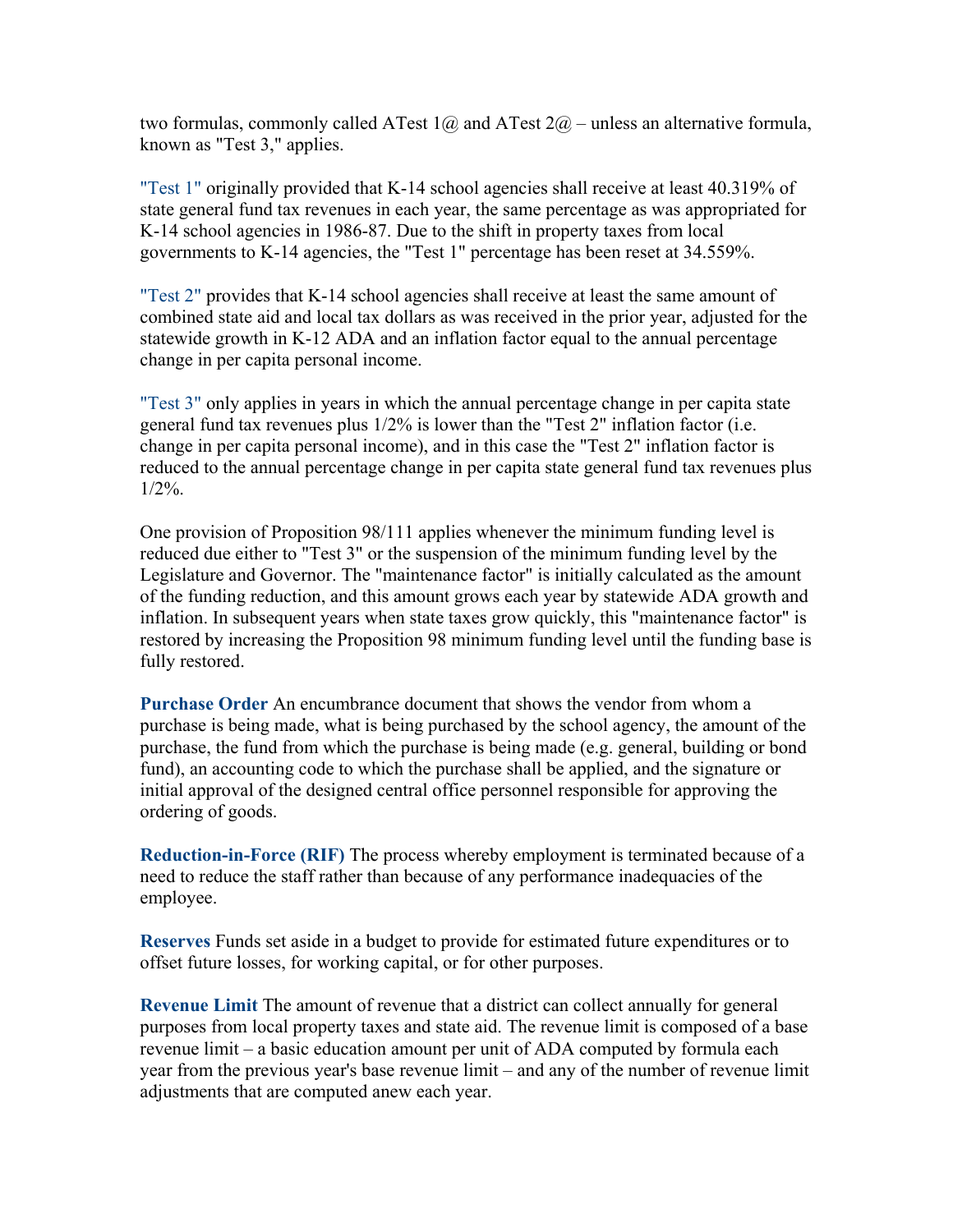two formulas, commonly called ATest 1@ and ATest 2@ – unless an alternative formula, known as "Test 3," applies.

"Test 1" originally provided that K-14 school agencies shall receive at least 40.319% of state general fund tax revenues in each year, the same percentage as was appropriated for K-14 school agencies in 1986-87. Due to the shift in property taxes from local governments to K-14 agencies, the "Test 1" percentage has been reset at 34.559%.

"Test 2" provides that K-14 school agencies shall receive at least the same amount of combined state aid and local tax dollars as was received in the prior year, adjusted for the statewide growth in K-12 ADA and an inflation factor equal to the annual percentage change in per capita personal income.

"Test 3" only applies in years in which the annual percentage change in per capita state general fund tax revenues plus 1/2% is lower than the "Test 2" inflation factor (i.e. change in per capita personal income), and in this case the "Test 2" inflation factor is reduced to the annual percentage change in per capita state general fund tax revenues plus 1/2%.

One provision of Proposition 98/111 applies whenever the minimum funding level is reduced due either to "Test 3" or the suspension of the minimum funding level by the Legislature and Governor. The "maintenance factor" is initially calculated as the amount of the funding reduction, and this amount grows each year by statewide ADA growth and inflation. In subsequent years when state taxes grow quickly, this "maintenance factor" is restored by increasing the Proposition 98 minimum funding level until the funding base is fully restored.

**Purchase Order** An encumbrance document that shows the vendor from whom a purchase is being made, what is being purchased by the school agency, the amount of the purchase, the fund from which the purchase is being made (e.g. general, building or bond fund), an accounting code to which the purchase shall be applied, and the signature or initial approval of the designed central office personnel responsible for approving the ordering of goods.

**Reduction-in-Force (RIF)** The process whereby employment is terminated because of a need to reduce the staff rather than because of any performance inadequacies of the employee.

**Reserves** Funds set aside in a budget to provide for estimated future expenditures or to offset future losses, for working capital, or for other purposes.

**Revenue Limit** The amount of revenue that a district can collect annually for general purposes from local property taxes and state aid. The revenue limit is composed of a base revenue limit – a basic education amount per unit of ADA computed by formula each year from the previous year's base revenue limit – and any of the number of revenue limit adjustments that are computed anew each year.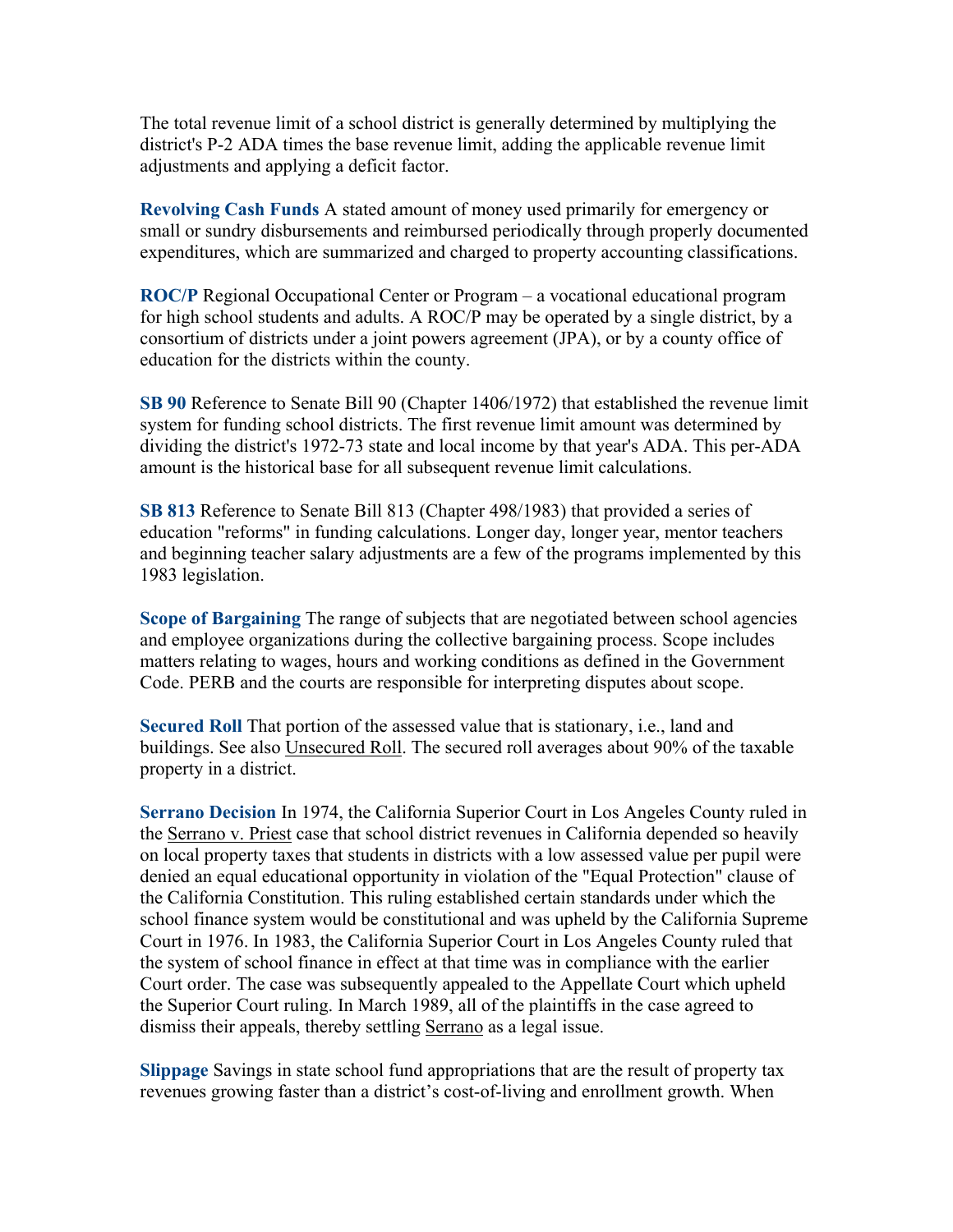The total revenue limit of a school district is generally determined by multiplying the district's P-2 ADA times the base revenue limit, adding the applicable revenue limit adjustments and applying a deficit factor.

**Revolving Cash Funds** A stated amount of money used primarily for emergency or small or sundry disbursements and reimbursed periodically through properly documented expenditures, which are summarized and charged to property accounting classifications.

**ROC/P** Regional Occupational Center or Program – a vocational educational program for high school students and adults. A ROC/P may be operated by a single district, by a consortium of districts under a joint powers agreement (JPA), or by a county office of education for the districts within the county.

**SB 90** Reference to Senate Bill 90 (Chapter 1406/1972) that established the revenue limit system for funding school districts. The first revenue limit amount was determined by dividing the district's 1972-73 state and local income by that year's ADA. This per-ADA amount is the historical base for all subsequent revenue limit calculations.

**SB 813** Reference to Senate Bill 813 (Chapter 498/1983) that provided a series of education "reforms" in funding calculations. Longer day, longer year, mentor teachers and beginning teacher salary adjustments are a few of the programs implemented by this 1983 legislation.

**Scope of Bargaining** The range of subjects that are negotiated between school agencies and employee organizations during the collective bargaining process. Scope includes matters relating to wages, hours and working conditions as defined in the Government Code. PERB and the courts are responsible for interpreting disputes about scope.

**Secured Roll** That portion of the assessed value that is stationary, i.e., land and buildings. See also Unsecured Roll. The secured roll averages about 90% of the taxable property in a district.

**Serrano Decision** In 1974, the California Superior Court in Los Angeles County ruled in the Serrano v. Priest case that school district revenues in California depended so heavily on local property taxes that students in districts with a low assessed value per pupil were denied an equal educational opportunity in violation of the "Equal Protection" clause of the California Constitution. This ruling established certain standards under which the school finance system would be constitutional and was upheld by the California Supreme Court in 1976. In 1983, the California Superior Court in Los Angeles County ruled that the system of school finance in effect at that time was in compliance with the earlier Court order. The case was subsequently appealed to the Appellate Court which upheld the Superior Court ruling. In March 1989, all of the plaintiffs in the case agreed to dismiss their appeals, thereby settling Serrano as a legal issue.

**Slippage** Savings in state school fund appropriations that are the result of property tax revenues growing faster than a district's cost-of-living and enrollment growth. When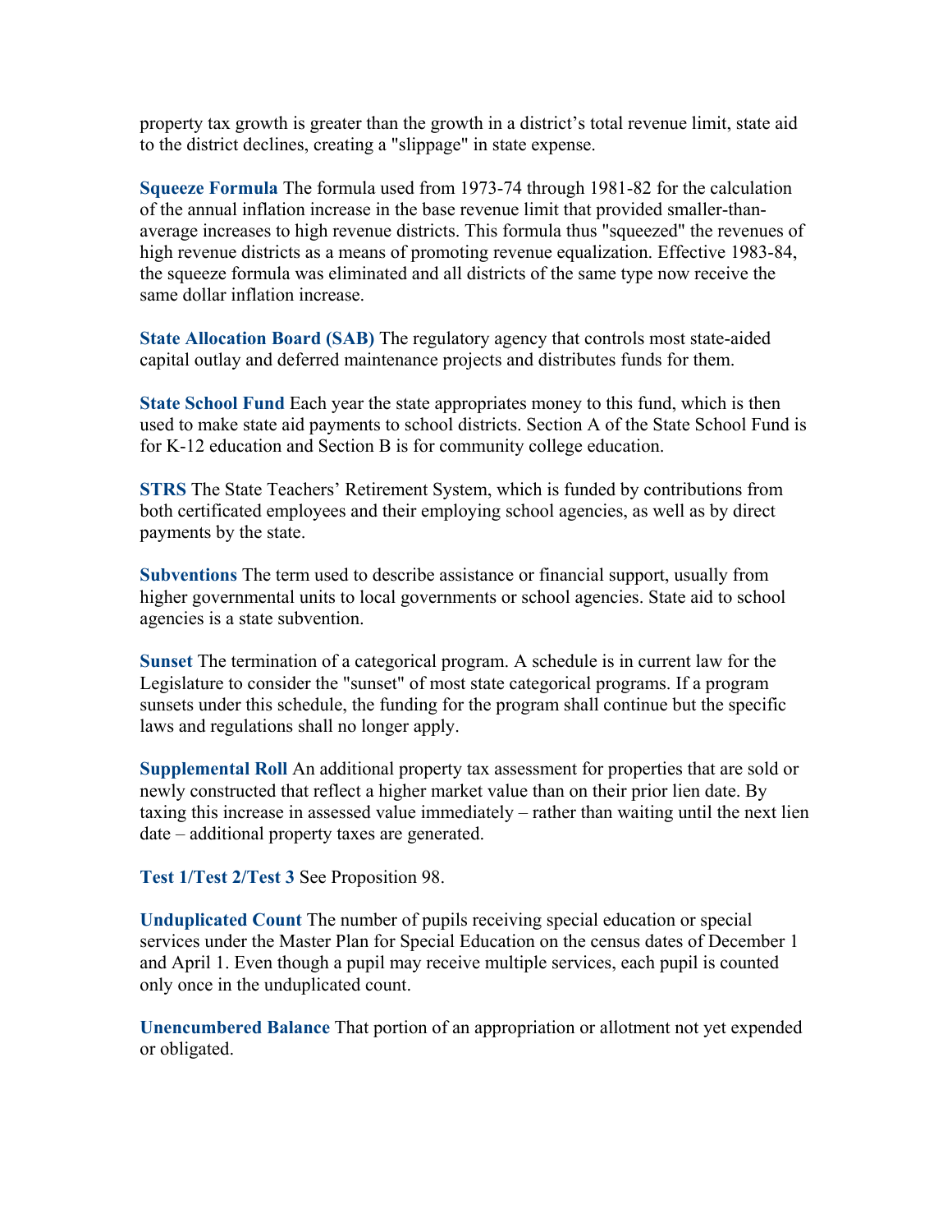property tax growth is greater than the growth in a district's total revenue limit, state aid to the district declines, creating a "slippage" in state expense.

**Squeeze Formula** The formula used from 1973-74 through 1981-82 for the calculation of the annual inflation increase in the base revenue limit that provided smaller-than-average increases to high revenue districts. This formula thus "squeezed" the revenues of high revenue districts as a means of promoting revenue equalization. Effective 1983-84, the squeeze formula was eliminated and all districts of the same type now receive the same dollar inflation increase.

**State Allocation Board (SAB)** The regulatory agency that controls most state-aided capital outlay and deferred maintenance projects and distributes funds for them.

**State School Fund** Each year the state appropriates money to this fund, which is then used to make state aid payments to school districts. Section A of the State School Fund is for K-12 education and Section B is for community college education.

**STRS** The State Teachers' Retirement System, which is funded by contributions from both certificated employees and their employing school agencies, as well as by direct payments by the state.

**Subventions** The term used to describe assistance or financial support, usually from higher governmental units to local governments or school agencies. State aid to school agencies is a state subvention.

**Sunset** The termination of a categorical program. A schedule is in current law for the Legislature to consider the "sunset" of most state categorical programs. If a program sunsets under this schedule, the funding for the program shall continue but the specific laws and regulations shall no longer apply.

**Supplemental Roll** An additional property tax assessment for properties that are sold or newly constructed that reflect a higher market value than on their prior lien date. By taxing this increase in assessed value immediately – rather than waiting until the next lien date – additional property taxes are generated.

**Test 1/Test 2/Test 3** See Proposition 98.

**Unduplicated Count** The number of pupils receiving special education or special services under the Master Plan for Special Education on the census dates of December 1 and April 1. Even though a pupil may receive multiple services, each pupil is counted only once in the unduplicated count.

**Unencumbered Balance** That portion of an appropriation or allotment not yet expended or obligated.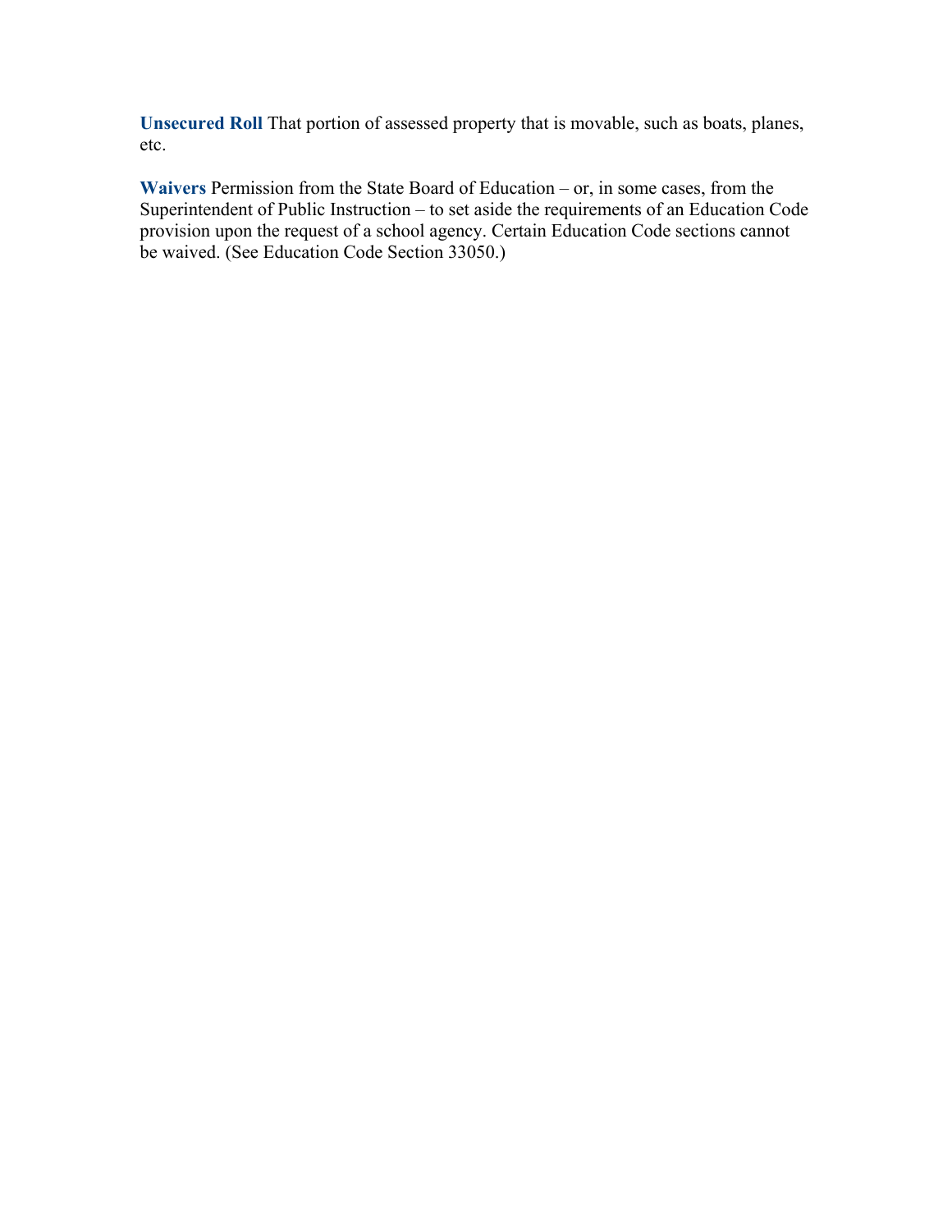**Unsecured Roll** That portion of assessed property that is movable, such as boats, planes, etc.

**Waivers** Permission from the State Board of Education – or, in some cases, from the Superintendent of Public Instruction – to set aside the requirements of an Education Code provision upon the request of a school agency. Certain Education Code sections cannot be waived. (See Education Code Section 33050.)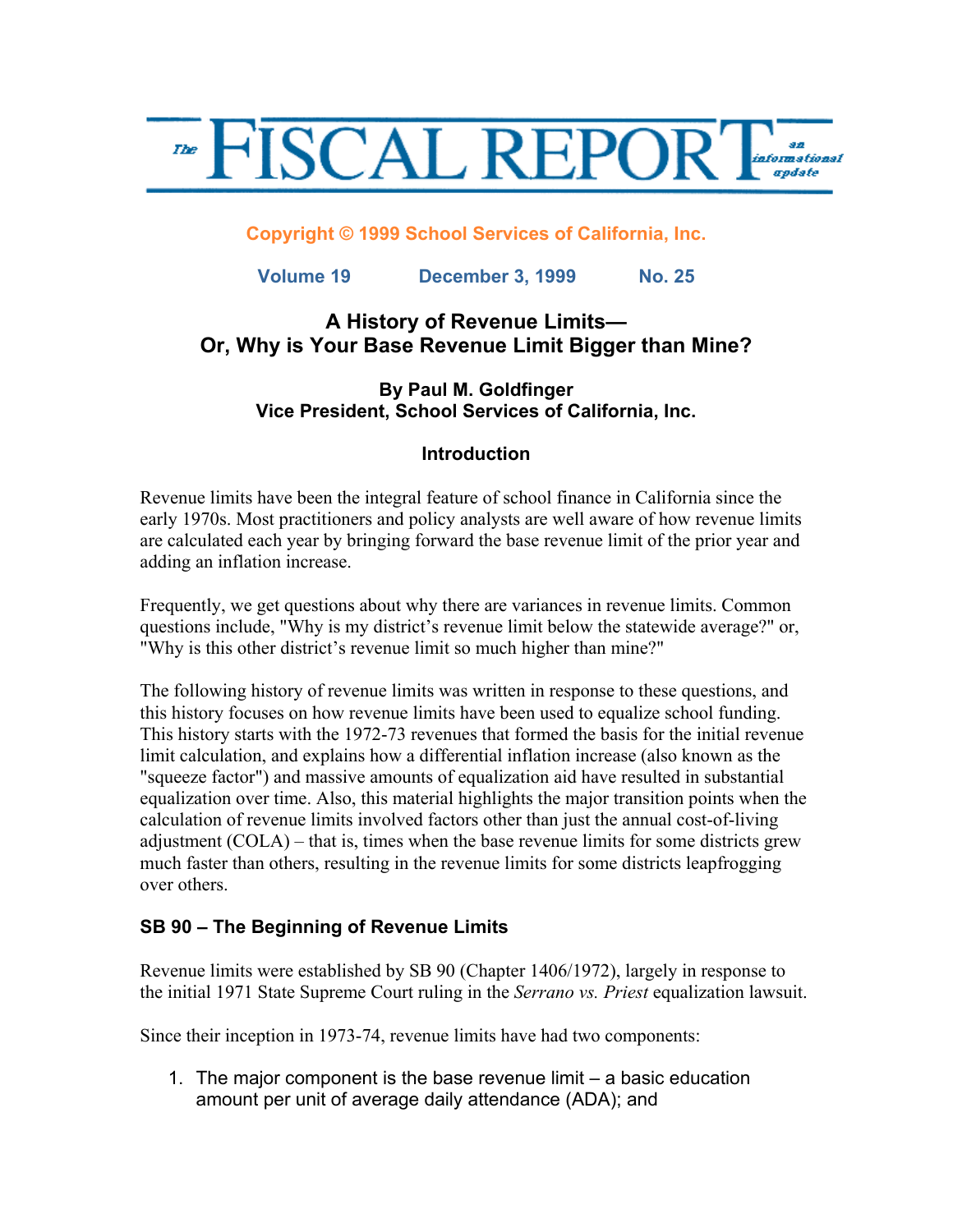# The FISCAL REPORT — an informational update

**Copyright © 1999 School Services of California, Inc.**

**Volume 19 December 3, 1999 No. 25**

## A History of Revenue Limits— Or, Why is Your Base Revenue Limit Bigger than Mine?

**By Paul M. Goldfinger**
**Vice President, School Services of California, Inc.**

### Introduction

Revenue limits have been the integral feature of school finance in California since the early 1970s. Most practitioners and policy analysts are well aware of how revenue limits are calculated each year by bringing forward the base revenue limit of the prior year and adding an inflation increase.

Frequently, we get questions about why there are variances in revenue limits. Common questions include, "Why is my district's revenue limit below the statewide average?" or, "Why is this other district's revenue limit so much higher than mine?"

The following history of revenue limits was written in response to these questions, and this history focuses on how revenue limits have been used to equalize school funding. This history starts with the 1972-73 revenues that formed the basis for the initial revenue limit calculation, and explains how a differential inflation increase (also known as the "squeeze factor") and massive amounts of equalization aid have resulted in substantial equalization over time. Also, this material highlights the major transition points when the calculation of revenue limits involved factors other than just the annual cost-of-living adjustment (COLA) – that is, times when the base revenue limits for some districts grew much faster than others, resulting in the revenue limits for some districts leapfrogging over others.

### SB 90 – The Beginning of Revenue Limits

Revenue limits were established by SB 90 (Chapter 1406/1972), largely in response to the initial 1971 State Supreme Court ruling in the *Serrano vs. Priest* equalization lawsuit.

Since their inception in 1973-74, revenue limits have had two components:

1. The major component is the base revenue limit – a basic education amount per unit of average daily attendance (ADA); and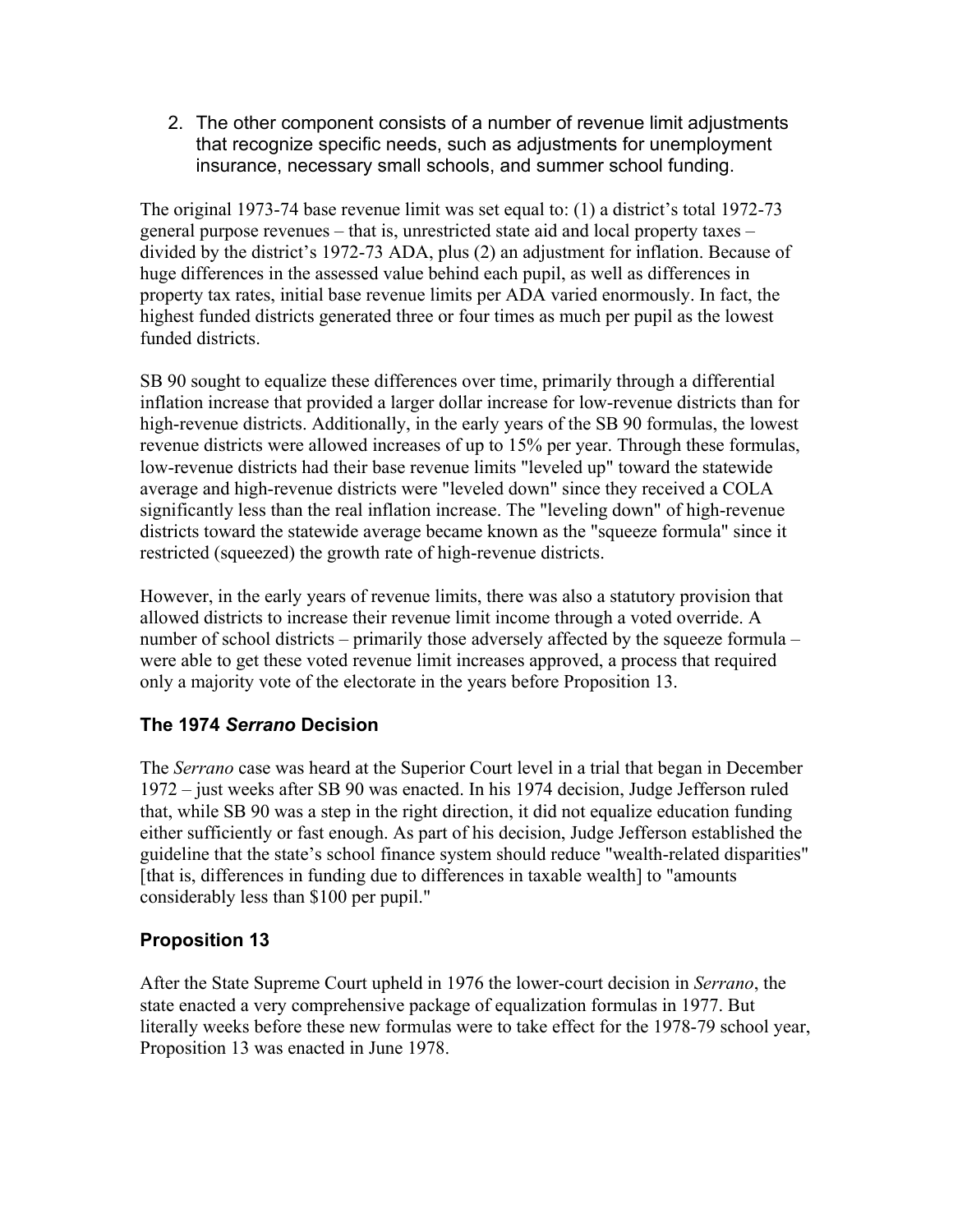2. The other component consists of a number of revenue limit adjustments that recognize specific needs, such as adjustments for unemployment insurance, necessary small schools, and summer school funding.

The original 1973-74 base revenue limit was set equal to: (1) a district's total 1972-73 general purpose revenues – that is, unrestricted state aid and local property taxes – divided by the district's 1972-73 ADA, plus (2) an adjustment for inflation. Because of huge differences in the assessed value behind each pupil, as well as differences in property tax rates, initial base revenue limits per ADA varied enormously. In fact, the highest funded districts generated three or four times as much per pupil as the lowest funded districts.

SB 90 sought to equalize these differences over time, primarily through a differential inflation increase that provided a larger dollar increase for low-revenue districts than for high-revenue districts. Additionally, in the early years of the SB 90 formulas, the lowest revenue districts were allowed increases of up to 15% per year. Through these formulas, low-revenue districts had their base revenue limits "leveled up" toward the statewide average and high-revenue districts were "leveled down" since they received a COLA significantly less than the real inflation increase. The "leveling down" of high-revenue districts toward the statewide average became known as the "squeeze formula" since it restricted (squeezed) the growth rate of high-revenue districts.

However, in the early years of revenue limits, there was also a statutory provision that allowed districts to increase their revenue limit income through a voted override. A number of school districts – primarily those adversely affected by the squeeze formula – were able to get these voted revenue limit increases approved, a process that required only a majority vote of the electorate in the years before Proposition 13.

### The 1974 *Serrano* Decision

The *Serrano* case was heard at the Superior Court level in a trial that began in December 1972 – just weeks after SB 90 was enacted. In his 1974 decision, Judge Jefferson ruled that, while SB 90 was a step in the right direction, it did not equalize education funding either sufficiently or fast enough. As part of his decision, Judge Jefferson established the guideline that the state's school finance system should reduce "wealth-related disparities" [that is, differences in funding due to differences in taxable wealth] to "amounts considerably less than $100 per pupil."

### Proposition 13

After the State Supreme Court upheld in 1976 the lower-court decision in *Serrano*, the state enacted a very comprehensive package of equalization formulas in 1977. But literally weeks before these new formulas were to take effect for the 1978-79 school year, Proposition 13 was enacted in June 1978.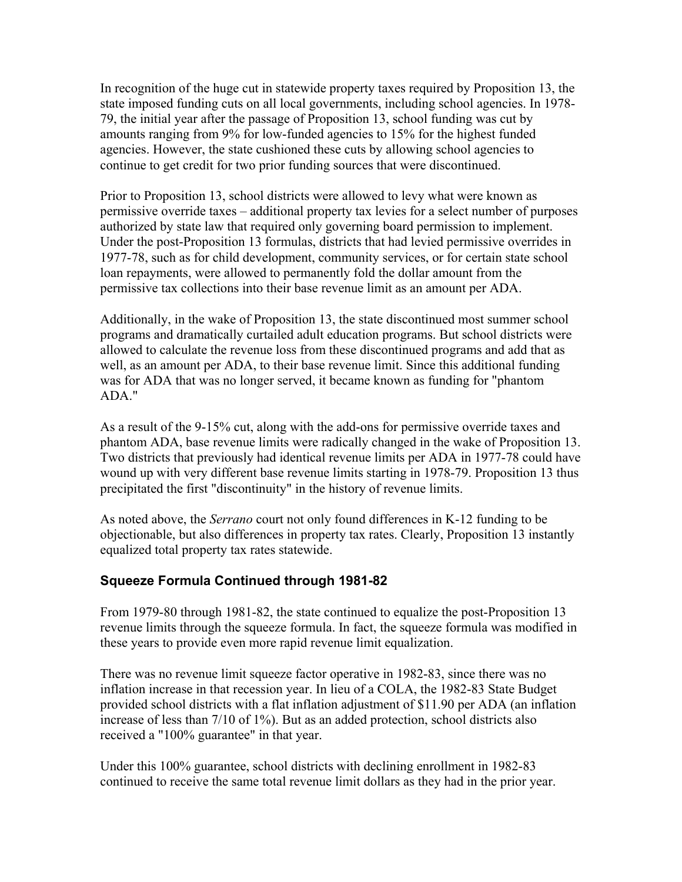In recognition of the huge cut in statewide property taxes required by Proposition 13, the state imposed funding cuts on all local governments, including school agencies. In 1978-79, the initial year after the passage of Proposition 13, school funding was cut by amounts ranging from 9% for low-funded agencies to 15% for the highest funded agencies. However, the state cushioned these cuts by allowing school agencies to continue to get credit for two prior funding sources that were discontinued.

Prior to Proposition 13, school districts were allowed to levy what were known as permissive override taxes – additional property tax levies for a select number of purposes authorized by state law that required only governing board permission to implement. Under the post-Proposition 13 formulas, districts that had levied permissive overrides in 1977-78, such as for child development, community services, or for certain state school loan repayments, were allowed to permanently fold the dollar amount from the permissive tax collections into their base revenue limit as an amount per ADA.

Additionally, in the wake of Proposition 13, the state discontinued most summer school programs and dramatically curtailed adult education programs. But school districts were allowed to calculate the revenue loss from these discontinued programs and add that as well, as an amount per ADA, to their base revenue limit. Since this additional funding was for ADA that was no longer served, it became known as funding for "phantom ADA."

As a result of the 9-15% cut, along with the add-ons for permissive override taxes and phantom ADA, base revenue limits were radically changed in the wake of Proposition 13. Two districts that previously had identical revenue limits per ADA in 1977-78 could have wound up with very different base revenue limits starting in 1978-79. Proposition 13 thus precipitated the first "discontinuity" in the history of revenue limits.

As noted above, the *Serrano* court not only found differences in K-12 funding to be objectionable, but also differences in property tax rates. Clearly, Proposition 13 instantly equalized total property tax rates statewide.

### Squeeze Formula Continued through 1981-82

From 1979-80 through 1981-82, the state continued to equalize the post-Proposition 13 revenue limits through the squeeze formula. In fact, the squeeze formula was modified in these years to provide even more rapid revenue limit equalization.

There was no revenue limit squeeze factor operative in 1982-83, since there was no inflation increase in that recession year. In lieu of a COLA, the 1982-83 State Budget provided school districts with a flat inflation adjustment of $11.90 per ADA (an inflation increase of less than 7/10 of 1%). But as an added protection, school districts also received a "100% guarantee" in that year.

Under this 100% guarantee, school districts with declining enrollment in 1982-83 continued to receive the same total revenue limit dollars as they had in the prior year.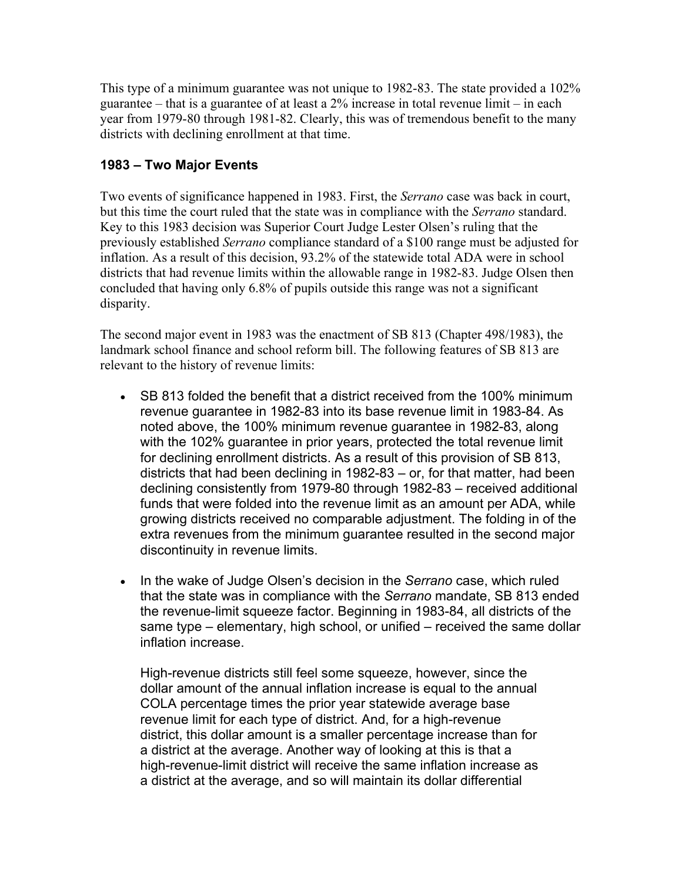This type of a minimum guarantee was not unique to 1982-83. The state provided a 102% guarantee – that is a guarantee of at least a 2% increase in total revenue limit – in each year from 1979-80 through 1981-82. Clearly, this was of tremendous benefit to the many districts with declining enrollment at that time.

### 1983 – Two Major Events

Two events of significance happened in 1983. First, the *Serrano* case was back in court, but this time the court ruled that the state was in compliance with the *Serrano* standard. Key to this 1983 decision was Superior Court Judge Lester Olsen's ruling that the previously established *Serrano* compliance standard of a $100 range must be adjusted for inflation. As a result of this decision, 93.2% of the statewide total ADA were in school districts that had revenue limits within the allowable range in 1982-83. Judge Olsen then concluded that having only 6.8% of pupils outside this range was not a significant disparity.

The second major event in 1983 was the enactment of SB 813 (Chapter 498/1983), the landmark school finance and school reform bill. The following features of SB 813 are relevant to the history of revenue limits:

- SB 813 folded the benefit that a district received from the 100% minimum revenue guarantee in 1982-83 into its base revenue limit in 1983-84. As noted above, the 100% minimum revenue guarantee in 1982-83, along with the 102% guarantee in prior years, protected the total revenue limit for declining enrollment districts. As a result of this provision of SB 813, districts that had been declining in 1982-83 – or, for that matter, had been declining consistently from 1979-80 through 1982-83 – received additional funds that were folded into the revenue limit as an amount per ADA, while growing districts received no comparable adjustment. The folding in of the extra revenues from the minimum guarantee resulted in the second major discontinuity in revenue limits.

- In the wake of Judge Olsen's decision in the *Serrano* case, which ruled that the state was in compliance with the *Serrano* mandate, SB 813 ended the revenue-limit squeeze factor. Beginning in 1983-84, all districts of the same type – elementary, high school, or unified – received the same dollar inflation increase.

  High-revenue districts still feel some squeeze, however, since the dollar amount of the annual inflation increase is equal to the annual COLA percentage times the prior year statewide average base revenue limit for each type of district. And, for a high-revenue district, this dollar amount is a smaller percentage increase than for a district at the average. Another way of looking at this is that a high-revenue-limit district will receive the same inflation increase as a district at the average, and so will maintain its dollar differential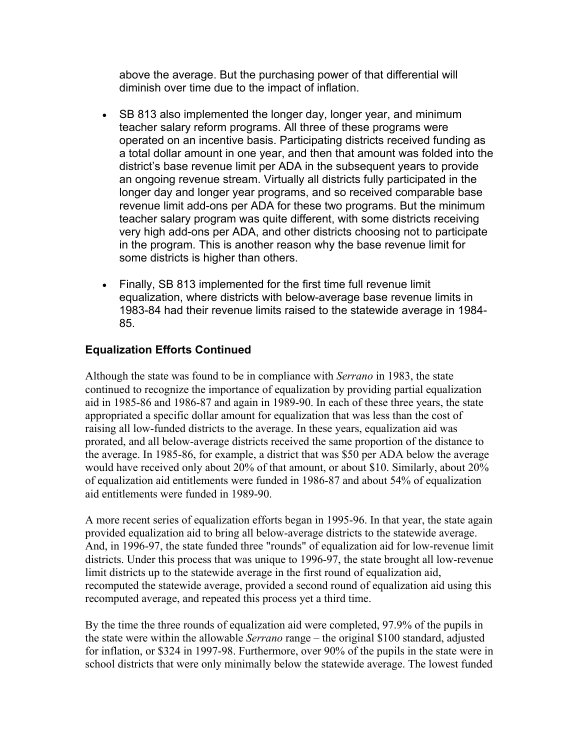above the average. But the purchasing power of that differential will diminish over time due to the impact of inflation.

- SB 813 also implemented the longer day, longer year, and minimum teacher salary reform programs. All three of these programs were operated on an incentive basis. Participating districts received funding as a total dollar amount in one year, and then that amount was folded into the district's base revenue limit per ADA in the subsequent years to provide an ongoing revenue stream. Virtually all districts fully participated in the longer day and longer year programs, and so received comparable base revenue limit add-ons per ADA for these two programs. But the minimum teacher salary program was quite different, with some districts receiving very high add-ons per ADA, and other districts choosing not to participate in the program. This is another reason why the base revenue limit for some districts is higher than others.

- Finally, SB 813 implemented for the first time full revenue limit equalization, where districts with below-average base revenue limits in 1983-84 had their revenue limits raised to the statewide average in 1984-85.

### Equalization Efforts Continued

Although the state was found to be in compliance with *Serrano* in 1983, the state continued to recognize the importance of equalization by providing partial equalization aid in 1985-86 and 1986-87 and again in 1989-90. In each of these three years, the state appropriated a specific dollar amount for equalization that was less than the cost of raising all low-funded districts to the average. In these years, equalization aid was prorated, and all below-average districts received the same proportion of the distance to the average. In 1985-86, for example, a district that was $50 per ADA below the average would have received only about 20% of that amount, or about $10. Similarly, about 20% of equalization aid entitlements were funded in 1986-87 and about 54% of equalization aid entitlements were funded in 1989-90.

A more recent series of equalization efforts began in 1995-96. In that year, the state again provided equalization aid to bring all below-average districts to the statewide average. And, in 1996-97, the state funded three "rounds" of equalization aid for low-revenue limit districts. Under this process that was unique to 1996-97, the state brought all low-revenue limit districts up to the statewide average in the first round of equalization aid, recomputed the statewide average, provided a second round of equalization aid using this recomputed average, and repeated this process yet a third time.

By the time the three rounds of equalization aid were completed, 97.9% of the pupils in the state were within the allowable *Serrano* range – the original $100 standard, adjusted for inflation, or $324 in 1997-98. Furthermore, over 90% of the pupils in the state were in school districts that were only minimally below the statewide average. The lowest funded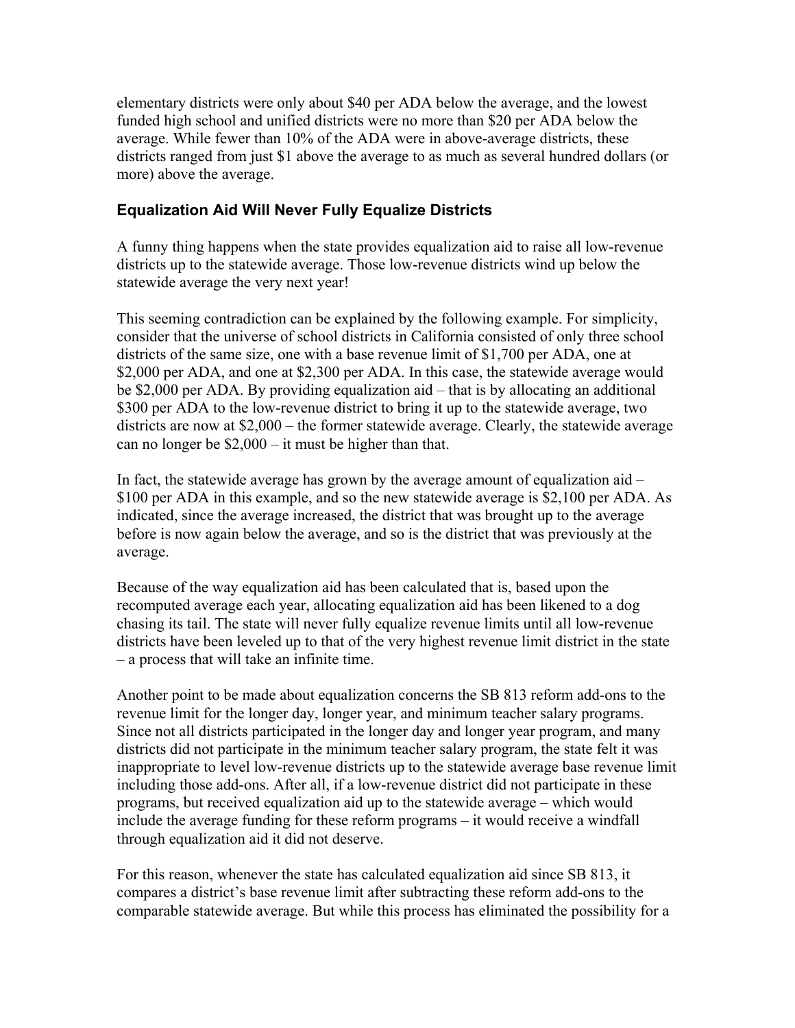elementary districts were only about $40 per ADA below the average, and the lowest funded high school and unified districts were no more than $20 per ADA below the average. While fewer than 10% of the ADA were in above-average districts, these districts ranged from just $1 above the average to as much as several hundred dollars (or more) above the average.

### Equalization Aid Will Never Fully Equalize Districts

A funny thing happens when the state provides equalization aid to raise all low-revenue districts up to the statewide average. Those low-revenue districts wind up below the statewide average the very next year!

This seeming contradiction can be explained by the following example. For simplicity, consider that the universe of school districts in California consisted of only three school districts of the same size, one with a base revenue limit of $1,700 per ADA, one at $2,000 per ADA, and one at $2,300 per ADA. In this case, the statewide average would be $2,000 per ADA. By providing equalization aid – that is by allocating an additional $300 per ADA to the low-revenue district to bring it up to the statewide average, two districts are now at $2,000 – the former statewide average. Clearly, the statewide average can no longer be $2,000 – it must be higher than that.

In fact, the statewide average has grown by the average amount of equalization aid – $100 per ADA in this example, and so the new statewide average is $2,100 per ADA. As indicated, since the average increased, the district that was brought up to the average before is now again below the average, and so is the district that was previously at the average.

Because of the way equalization aid has been calculated that is, based upon the recomputed average each year, allocating equalization aid has been likened to a dog chasing its tail. The state will never fully equalize revenue limits until all low-revenue districts have been leveled up to that of the very highest revenue limit district in the state – a process that will take an infinite time.

Another point to be made about equalization concerns the SB 813 reform add-ons to the revenue limit for the longer day, longer year, and minimum teacher salary programs. Since not all districts participated in the longer day and longer year program, and many districts did not participate in the minimum teacher salary program, the state felt it was inappropriate to level low-revenue districts up to the statewide average base revenue limit including those add-ons. After all, if a low-revenue district did not participate in these programs, but received equalization aid up to the statewide average – which would include the average funding for these reform programs – it would receive a windfall through equalization aid it did not deserve.

For this reason, whenever the state has calculated equalization aid since SB 813, it compares a district's base revenue limit after subtracting these reform add-ons to the comparable statewide average. But while this process has eliminated the possibility for a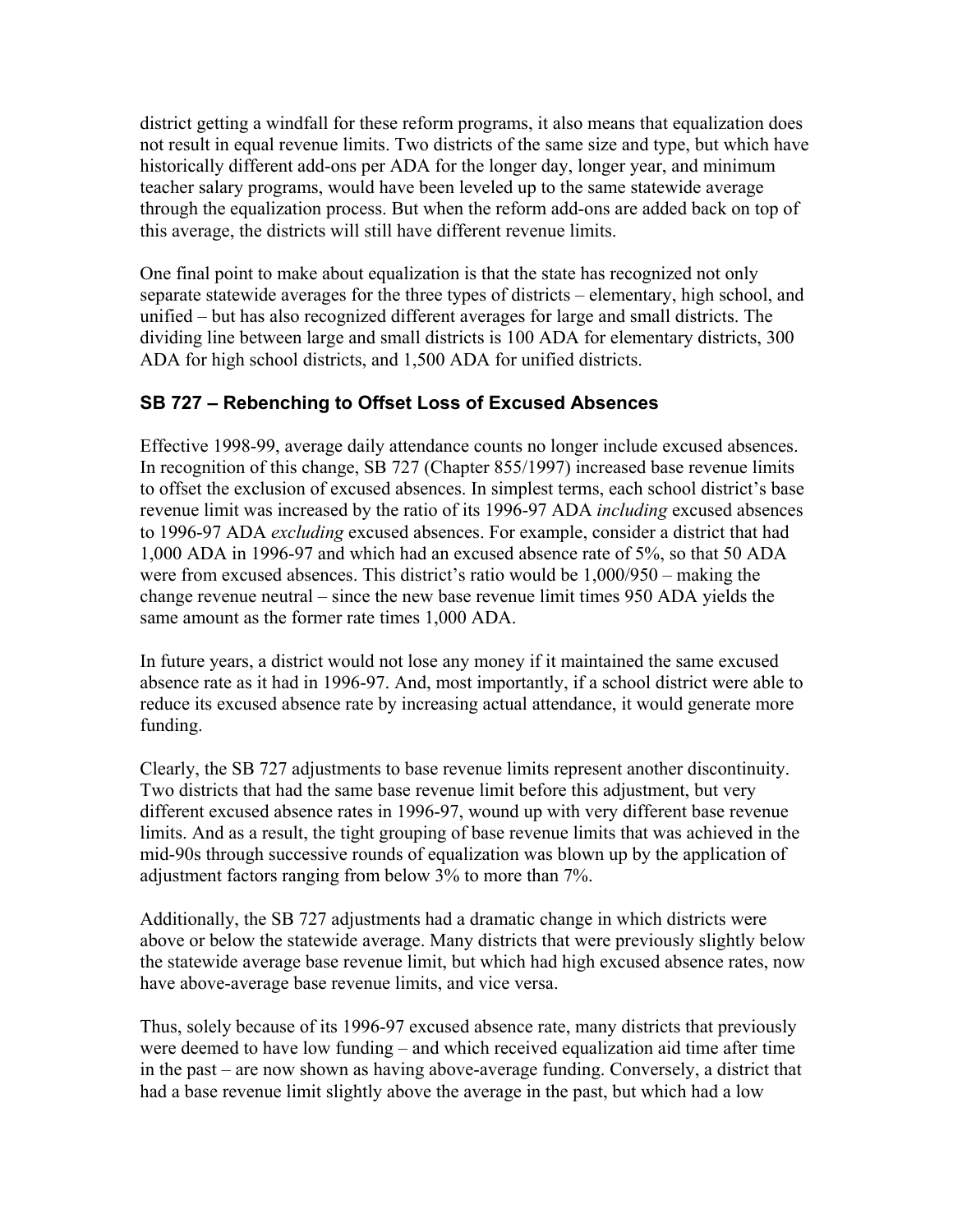district getting a windfall for these reform programs, it also means that equalization does not result in equal revenue limits. Two districts of the same size and type, but which have historically different add-ons per ADA for the longer day, longer year, and minimum teacher salary programs, would have been leveled up to the same statewide average through the equalization process. But when the reform add-ons are added back on top of this average, the districts will still have different revenue limits.

One final point to make about equalization is that the state has recognized not only separate statewide averages for the three types of districts – elementary, high school, and unified – but has also recognized different averages for large and small districts. The dividing line between large and small districts is 100 ADA for elementary districts, 300 ADA for high school districts, and 1,500 ADA for unified districts.

### SB 727 – Rebenching to Offset Loss of Excused Absences

Effective 1998-99, average daily attendance counts no longer include excused absences. In recognition of this change, SB 727 (Chapter 855/1997) increased base revenue limits to offset the exclusion of excused absences. In simplest terms, each school district's base revenue limit was increased by the ratio of its 1996-97 ADA *including* excused absences to 1996-97 ADA *excluding* excused absences. For example, consider a district that had 1,000 ADA in 1996-97 and which had an excused absence rate of 5%, so that 50 ADA were from excused absences. This district's ratio would be 1,000/950 – making the change revenue neutral – since the new base revenue limit times 950 ADA yields the same amount as the former rate times 1,000 ADA.

In future years, a district would not lose any money if it maintained the same excused absence rate as it had in 1996-97. And, most importantly, if a school district were able to reduce its excused absence rate by increasing actual attendance, it would generate more funding.

Clearly, the SB 727 adjustments to base revenue limits represent another discontinuity. Two districts that had the same base revenue limit before this adjustment, but very different excused absence rates in 1996-97, wound up with very different base revenue limits. And as a result, the tight grouping of base revenue limits that was achieved in the mid-90s through successive rounds of equalization was blown up by the application of adjustment factors ranging from below 3% to more than 7%.

Additionally, the SB 727 adjustments had a dramatic change in which districts were above or below the statewide average. Many districts that were previously slightly below the statewide average base revenue limit, but which had high excused absence rates, now have above-average base revenue limits, and vice versa.

Thus, solely because of its 1996-97 excused absence rate, many districts that previously were deemed to have low funding – and which received equalization aid time after time in the past – are now shown as having above-average funding. Conversely, a district that had a base revenue limit slightly above the average in the past, but which had a low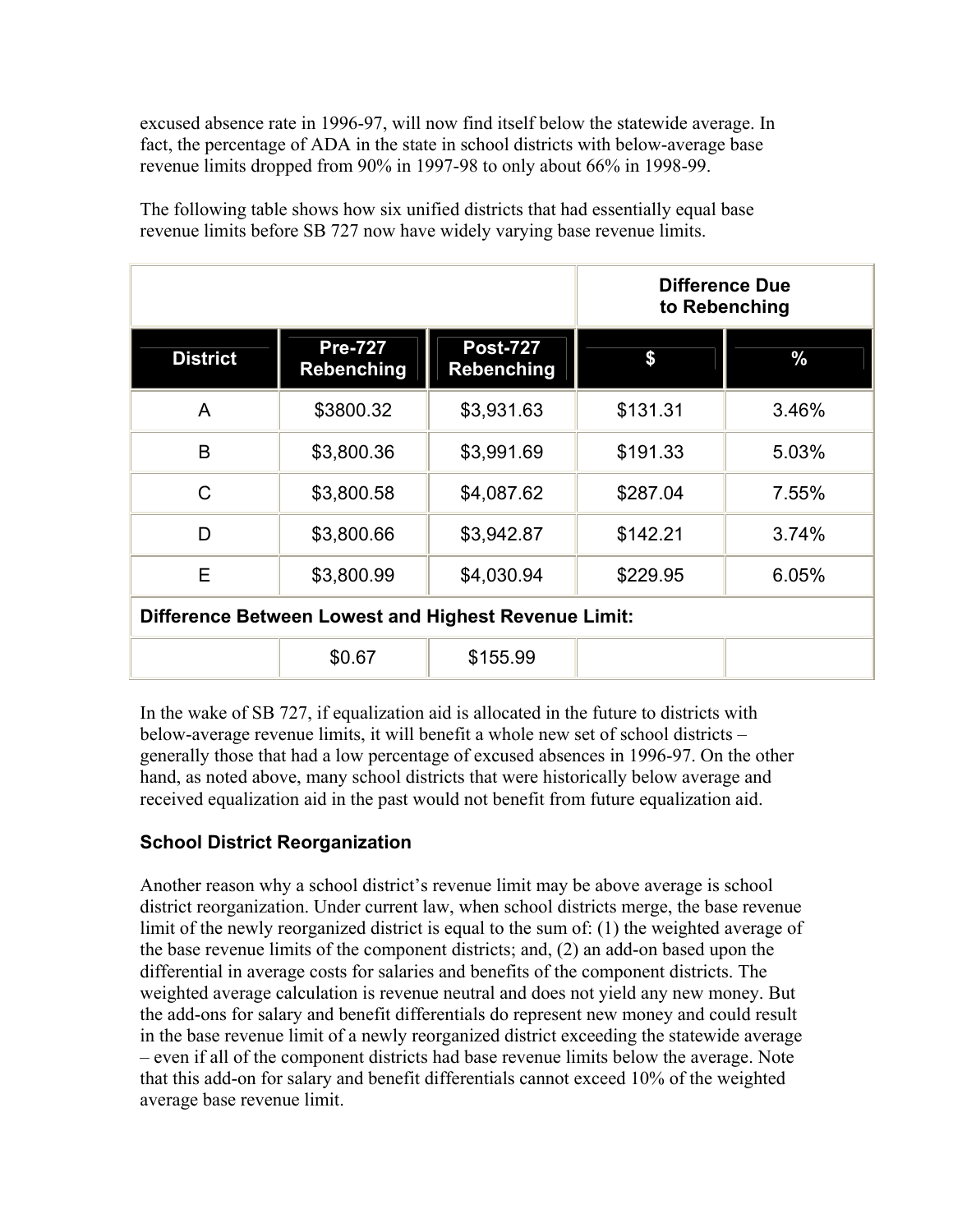excused absence rate in 1996-97, will now find itself below the statewide average. In fact, the percentage of ADA in the state in school districts with below-average base revenue limits dropped from 90% in 1997-98 to only about 66% in 1998-99.

The following table shows how six unified districts that had essentially equal base revenue limits before SB 727 now have widely varying base revenue limits.

| | | | **Difference Due to Rebenching** | |
|---|---|---|---|---|
| **District** | **Pre-727 Rebenching** | **Post-727 Rebenching** | **$** | **%** |
| A | $3800.32 | $3,931.63 | $131.31 | 3.46% |
| B | $3,800.36 | $3,991.69 | $191.33 | 5.03% |
| C | $3,800.58 | $4,087.62 | $287.04 | 7.55% |
| D | $3,800.66 | $3,942.87 | $142.21 | 3.74% |
| E | $3,800.99 | $4,030.94 | $229.95 | 6.05% |
| **Difference Between Lowest and Highest Revenue Limit:** | | | | |
| | $0.67 | $155.99 | | |

In the wake of SB 727, if equalization aid is allocated in the future to districts with below-average revenue limits, it will benefit a whole new set of school districts – generally those that had a low percentage of excused absences in 1996-97. On the other hand, as noted above, many school districts that were historically below average and received equalization aid in the past would not benefit from future equalization aid.

### School District Reorganization

Another reason why a school district's revenue limit may be above average is school district reorganization. Under current law, when school districts merge, the base revenue limit of the newly reorganized district is equal to the sum of: (1) the weighted average of the base revenue limits of the component districts; and, (2) an add-on based upon the differential in average costs for salaries and benefits of the component districts. The weighted average calculation is revenue neutral and does not yield any new money. But the add-ons for salary and benefit differentials do represent new money and could result in the base revenue limit of a newly reorganized district exceeding the statewide average – even if all of the component districts had base revenue limits below the average. Note that this add-on for salary and benefit differentials cannot exceed 10% of the weighted average base revenue limit.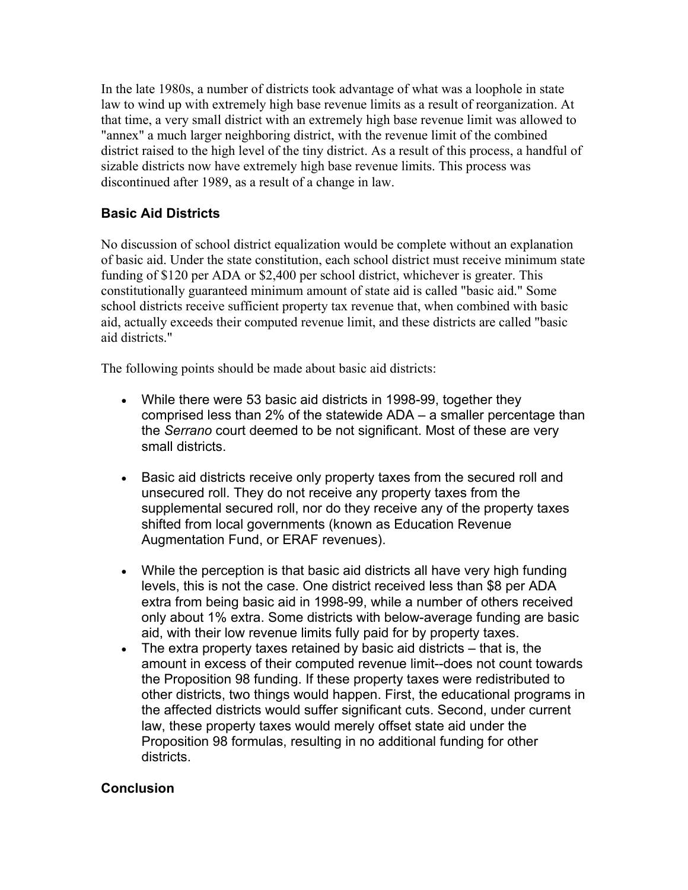In the late 1980s, a number of districts took advantage of what was a loophole in state law to wind up with extremely high base revenue limits as a result of reorganization. At that time, a very small district with an extremely high base revenue limit was allowed to "annex" a much larger neighboring district, with the revenue limit of the combined district raised to the high level of the tiny district. As a result of this process, a handful of sizable districts now have extremely high base revenue limits. This process was discontinued after 1989, as a result of a change in law.

## Basic Aid Districts

No discussion of school district equalization would be complete without an explanation of basic aid. Under the state constitution, each school district must receive minimum state funding of $120 per ADA or $2,400 per school district, whichever is greater. This constitutionally guaranteed minimum amount of state aid is called "basic aid." Some school districts receive sufficient property tax revenue that, when combined with basic aid, actually exceeds their computed revenue limit, and these districts are called "basic aid districts."

The following points should be made about basic aid districts:

- While there were 53 basic aid districts in 1998-99, together they comprised less than 2% of the statewide ADA – a smaller percentage than the *Serrano* court deemed to be not significant. Most of these are very small districts.
- Basic aid districts receive only property taxes from the secured roll and unsecured roll. They do not receive any property taxes from the supplemental secured roll, nor do they receive any of the property taxes shifted from local governments (known as Education Revenue Augmentation Fund, or ERAF revenues).
- While the perception is that basic aid districts all have very high funding levels, this is not the case. One district received less than $8 per ADA extra from being basic aid in 1998-99, while a number of others received only about 1% extra. Some districts with below-average funding are basic aid, with their low revenue limits fully paid for by property taxes.
- The extra property taxes retained by basic aid districts – that is, the amount in excess of their computed revenue limit--does not count towards the Proposition 98 funding. If these property taxes were redistributed to other districts, two things would happen. First, the educational programs in the affected districts would suffer significant cuts. Second, under current law, these property taxes would merely offset state aid under the Proposition 98 formulas, resulting in no additional funding for other districts.

## Conclusion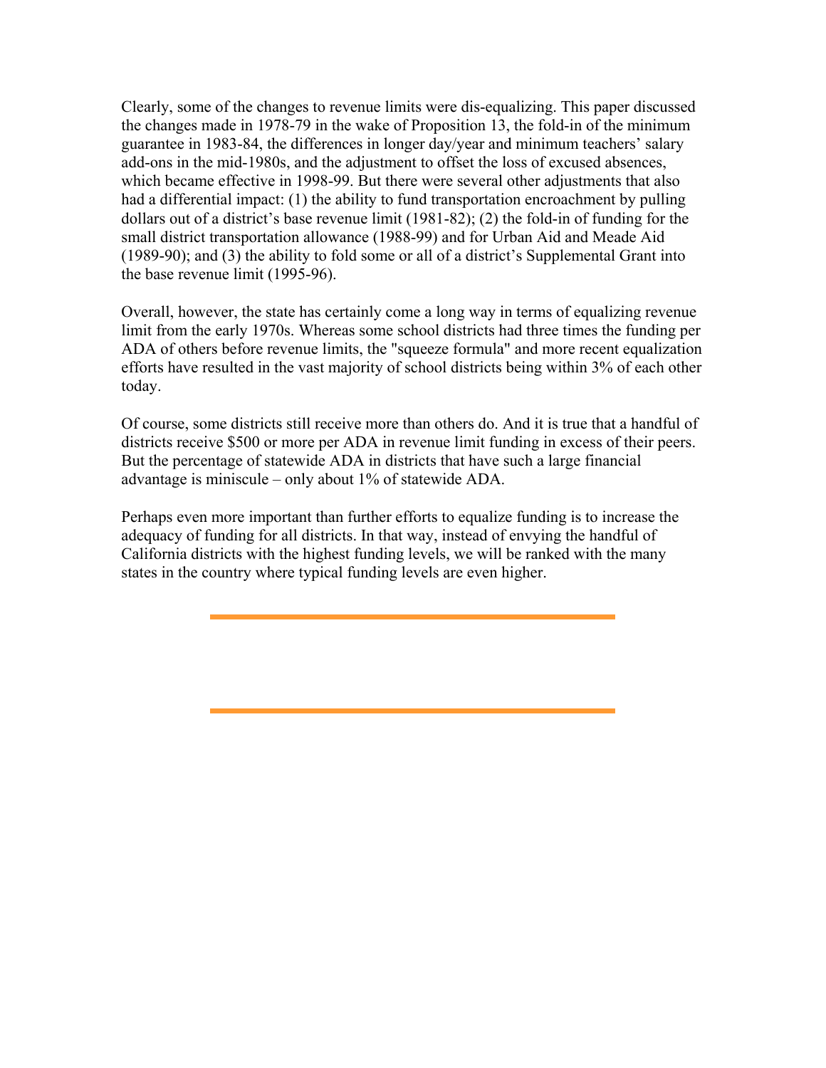Clearly, some of the changes to revenue limits were dis-equalizing. This paper discussed the changes made in 1978-79 in the wake of Proposition 13, the fold-in of the minimum guarantee in 1983-84, the differences in longer day/year and minimum teachers' salary add-ons in the mid-1980s, and the adjustment to offset the loss of excused absences, which became effective in 1998-99. But there were several other adjustments that also had a differential impact: (1) the ability to fund transportation encroachment by pulling dollars out of a district's base revenue limit (1981-82); (2) the fold-in of funding for the small district transportation allowance (1988-99) and for Urban Aid and Meade Aid (1989-90); and (3) the ability to fold some or all of a district's Supplemental Grant into the base revenue limit (1995-96).

Overall, however, the state has certainly come a long way in terms of equalizing revenue limit from the early 1970s. Whereas some school districts had three times the funding per ADA of others before revenue limits, the "squeeze formula" and more recent equalization efforts have resulted in the vast majority of school districts being within 3% of each other today.

Of course, some districts still receive more than others do. And it is true that a handful of districts receive $500 or more per ADA in revenue limit funding in excess of their peers. But the percentage of statewide ADA in districts that have such a large financial advantage is miniscule – only about 1% of statewide ADA.

Perhaps even more important than further efforts to equalize funding is to increase the adequacy of funding for all districts. In that way, instead of envying the handful of California districts with the highest funding levels, we will be ranked with the many states in the country where typical funding levels are even higher.